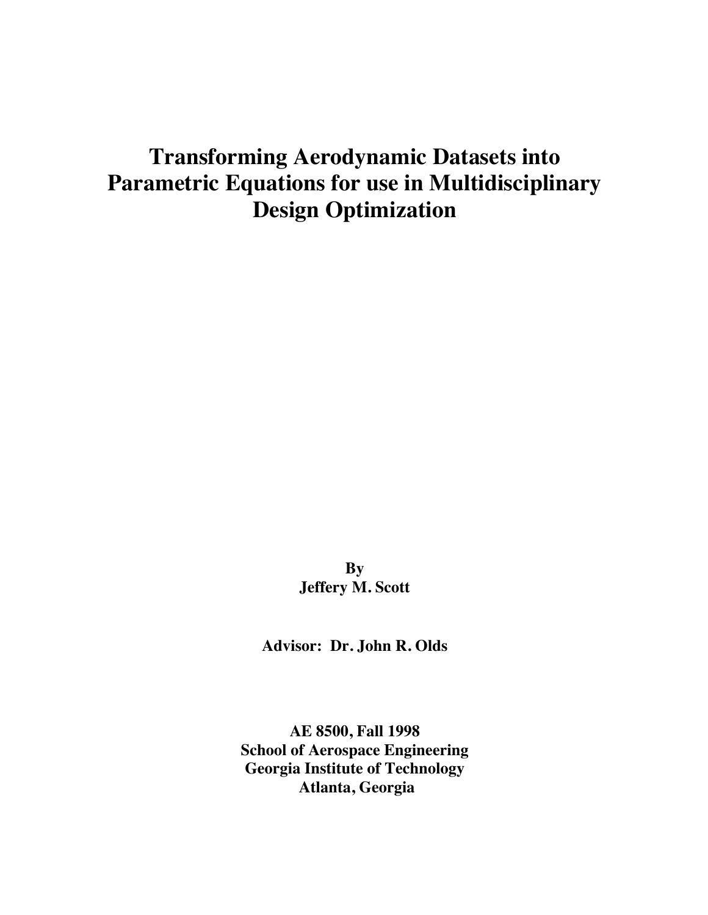# Transforming Aerodynamic Datasets into Parametric Equations for use in Multidisciplinary Design Optimization

**By**
**Jeffery M. Scott**

**Advisor: Dr. John R. Olds**

**AE 8500, Fall 1998**
**School of Aerospace Engineering**
**Georgia Institute of Technology**
**Atlanta, Georgia**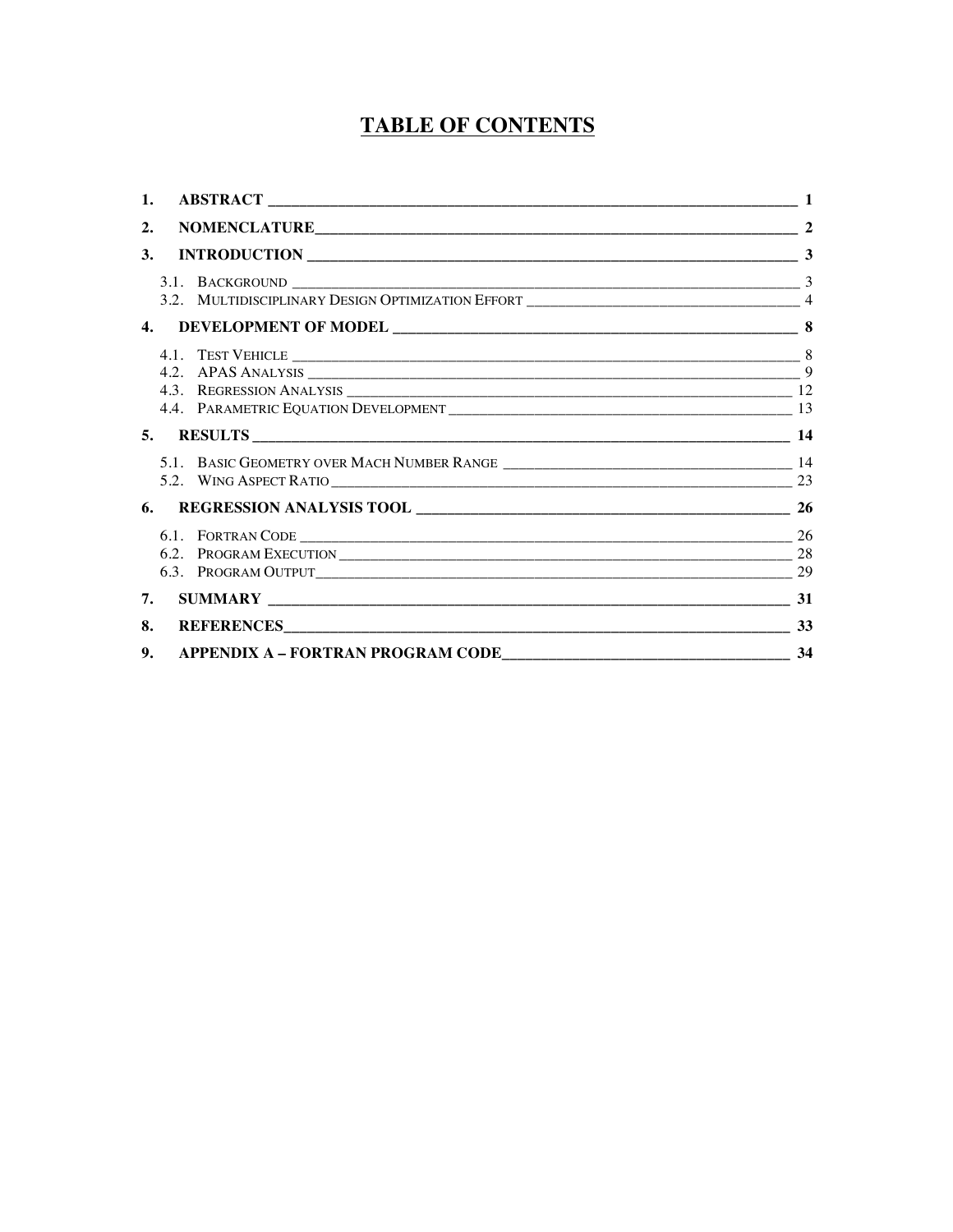# TABLE OF CONTENTS

1. **ABSTRACT** — 1
2. **NOMENCLATURE** — 2
3. **INTRODUCTION** — 3
   - 3.1. Background — 3
   - 3.2. Multidisciplinary Design Optimization Effort — 4
4. **DEVELOPMENT OF MODEL** — 8
   - 4.1. Test Vehicle — 8
   - 4.2. APAS Analysis — 9
   - 4.3. Regression Analysis — 12
   - 4.4. Parametric Equation Development — 13
5. **RESULTS** — 14
   - 5.1. Basic Geometry over Mach Number Range — 14
   - 5.2. Wing Aspect Ratio — 23
6. **REGRESSION ANALYSIS TOOL** — 26
   - 6.1. Fortran Code — 26
   - 6.2. Program Execution — 28
   - 6.3. Program Output — 29
7. **SUMMARY** — 31
8. **REFERENCES** — 33
9. **APPENDIX A – FORTRAN PROGRAM CODE** — 34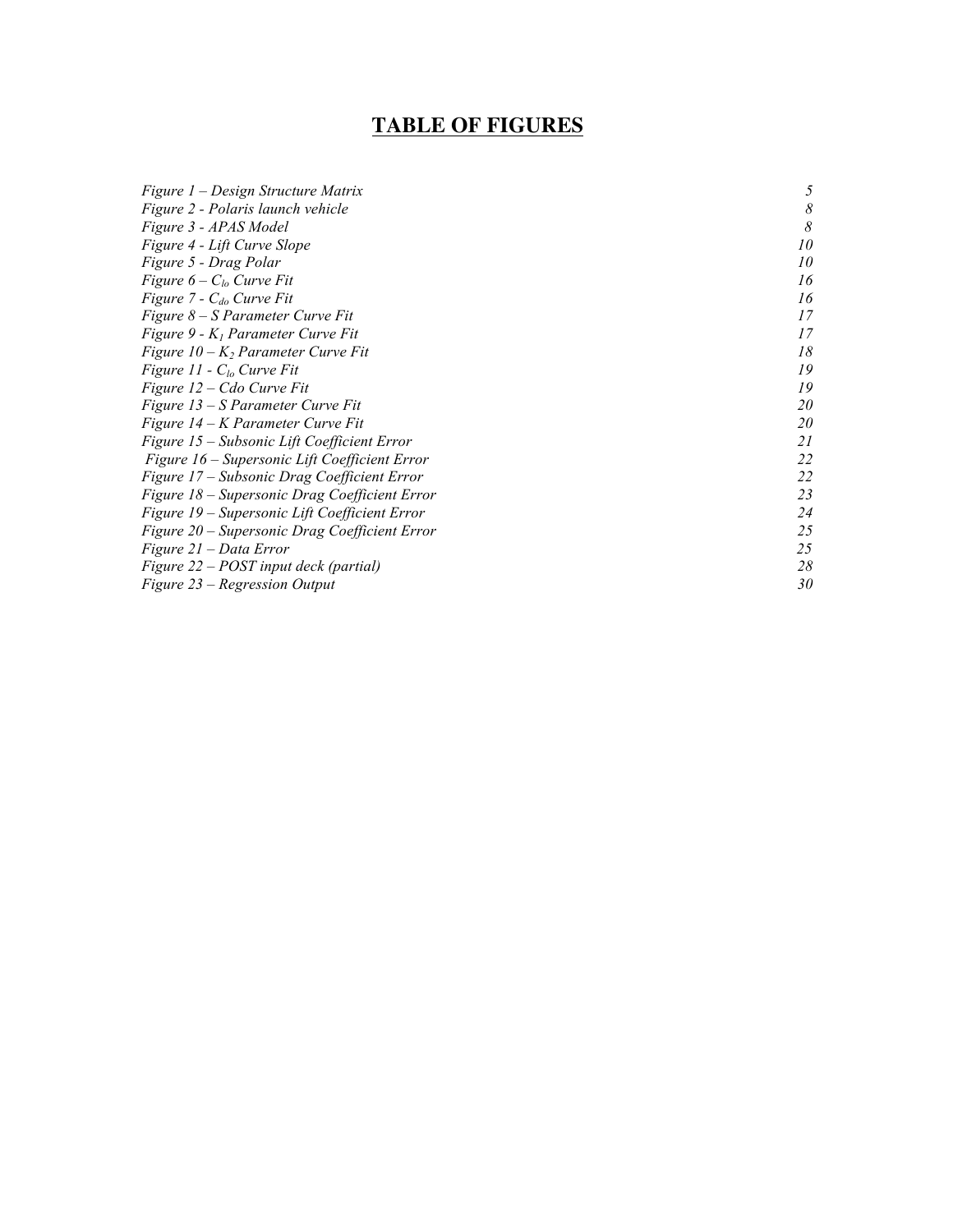# TABLE OF FIGURES

| | |
|---|---|
| *Figure 1 – Design Structure Matrix* | *5* |
| *Figure 2 - Polaris launch vehicle* | *8* |
| *Figure 3 - APAS Model* | *8* |
| *Figure 4 - Lift Curve Slope* | *10* |
| *Figure 5 - Drag Polar* | *10* |
| *Figure 6 – $C_{lo}$ Curve Fit* | *16* |
| *Figure 7 - $C_{do}$ Curve Fit* | *16* |
| *Figure 8 – S Parameter Curve Fit* | *17* |
| *Figure 9 - $K_1$ Parameter Curve Fit* | *17* |
| *Figure 10 – $K_2$ Parameter Curve Fit* | *18* |
| *Figure 11 - $C_{lo}$ Curve Fit* | *19* |
| *Figure 12 – Cdo Curve Fit* | *19* |
| *Figure 13 – S Parameter Curve Fit* | *20* |
| *Figure 14 – K Parameter Curve Fit* | *20* |
| *Figure 15 – Subsonic Lift Coefficient Error* | *21* |
| *Figure 16 – Supersonic Lift Coefficient Error* | *22* |
| *Figure 17 – Subsonic Drag Coefficient Error* | *22* |
| *Figure 18 – Supersonic Drag Coefficient Error* | *23* |
| *Figure 19 – Supersonic Lift Coefficient Error* | *24* |
| *Figure 20 – Supersonic Drag Coefficient Error* | *25* |
| *Figure 21 – Data Error* | *25* |
| *Figure 22 – POST input deck (partial)* | *28* |
| *Figure 23 – Regression Output* | *30* |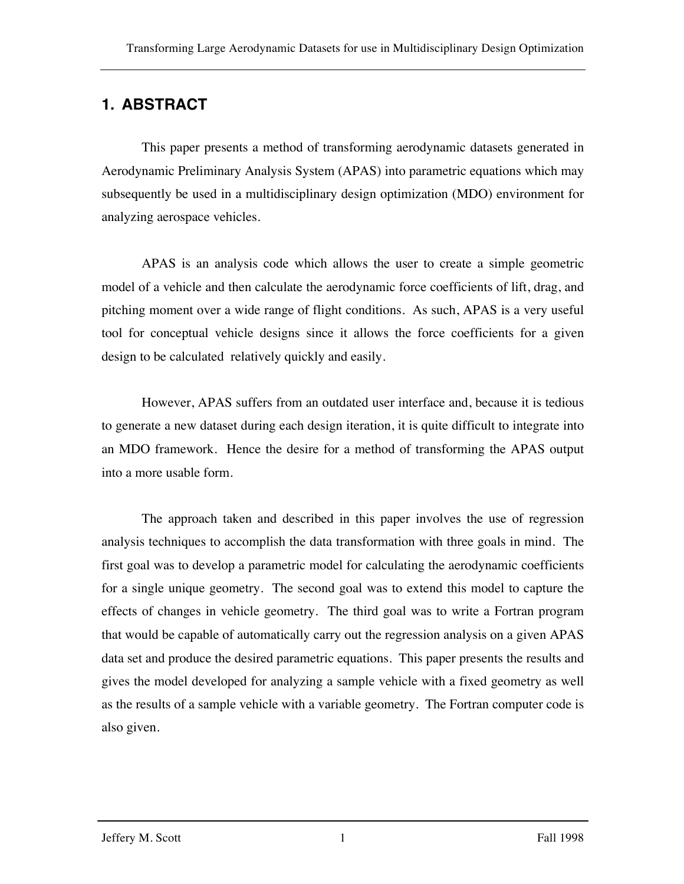# 1. ABSTRACT

This paper presents a method of transforming aerodynamic datasets generated in Aerodynamic Preliminary Analysis System (APAS) into parametric equations which may subsequently be used in a multidisciplinary design optimization (MDO) environment for analyzing aerospace vehicles.

APAS is an analysis code which allows the user to create a simple geometric model of a vehicle and then calculate the aerodynamic force coefficients of lift, drag, and pitching moment over a wide range of flight conditions. As such, APAS is a very useful tool for conceptual vehicle designs since it allows the force coefficients for a given design to be calculated relatively quickly and easily.

However, APAS suffers from an outdated user interface and, because it is tedious to generate a new dataset during each design iteration, it is quite difficult to integrate into an MDO framework. Hence the desire for a method of transforming the APAS output into a more usable form.

The approach taken and described in this paper involves the use of regression analysis techniques to accomplish the data transformation with three goals in mind. The first goal was to develop a parametric model for calculating the aerodynamic coefficients for a single unique geometry. The second goal was to extend this model to capture the effects of changes in vehicle geometry. The third goal was to write a Fortran program that would be capable of automatically carry out the regression analysis on a given APAS data set and produce the desired parametric equations. This paper presents the results and gives the model developed for analyzing a sample vehicle with a fixed geometry as well as the results of a sample vehicle with a variable geometry. The Fortran computer code is also given.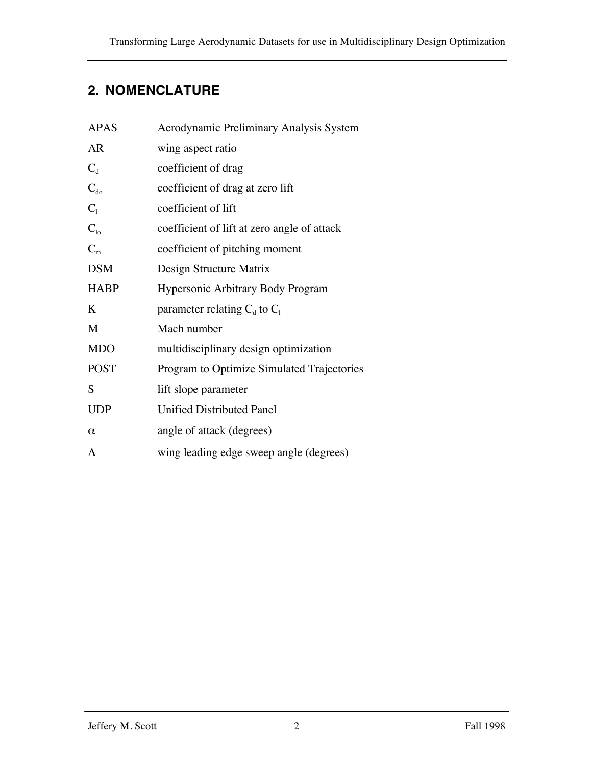## 2. NOMENCLATURE

| | |
|---|---|
| APAS | Aerodynamic Preliminary Analysis System |
| AR | wing aspect ratio |
| $C_d$ | coefficient of drag |
| $C_{do}$ | coefficient of drag at zero lift |
| $C_l$ | coefficient of lift |
| $C_{lo}$ | coefficient of lift at zero angle of attack |
| $C_m$ | coefficient of pitching moment |
| DSM | Design Structure Matrix |
| HABP | Hypersonic Arbitrary Body Program |
| K | parameter relating $C_d$ to $C_l$ |
| M | Mach number |
| MDO | multidisciplinary design optimization |
| POST | Program to Optimize Simulated Trajectories |
| S | lift slope parameter |
| UDP | Unified Distributed Panel |
| $\alpha$ | angle of attack (degrees) |
| $\Lambda$ | wing leading edge sweep angle (degrees) |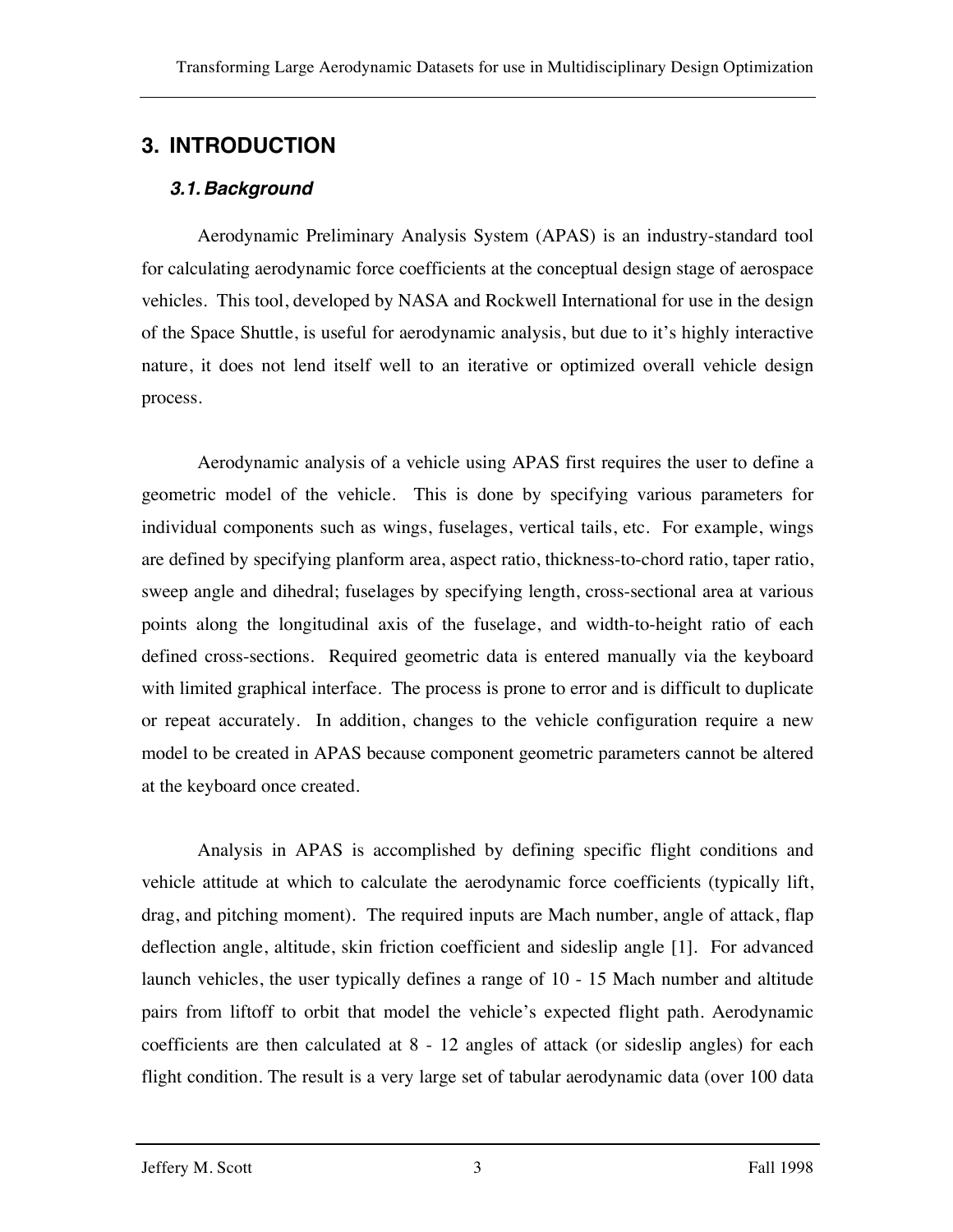# 3. INTRODUCTION

## *3.1. Background*

Aerodynamic Preliminary Analysis System (APAS) is an industry-standard tool for calculating aerodynamic force coefficients at the conceptual design stage of aerospace vehicles. This tool, developed by NASA and Rockwell International for use in the design of the Space Shuttle, is useful for aerodynamic analysis, but due to it's highly interactive nature, it does not lend itself well to an iterative or optimized overall vehicle design process.

Aerodynamic analysis of a vehicle using APAS first requires the user to define a geometric model of the vehicle. This is done by specifying various parameters for individual components such as wings, fuselages, vertical tails, etc. For example, wings are defined by specifying planform area, aspect ratio, thickness-to-chord ratio, taper ratio, sweep angle and dihedral; fuselages by specifying length, cross-sectional area at various points along the longitudinal axis of the fuselage, and width-to-height ratio of each defined cross-sections. Required geometric data is entered manually via the keyboard with limited graphical interface. The process is prone to error and is difficult to duplicate or repeat accurately. In addition, changes to the vehicle configuration require a new model to be created in APAS because component geometric parameters cannot be altered at the keyboard once created.

Analysis in APAS is accomplished by defining specific flight conditions and vehicle attitude at which to calculate the aerodynamic force coefficients (typically lift, drag, and pitching moment). The required inputs are Mach number, angle of attack, flap deflection angle, altitude, skin friction coefficient and sideslip angle [1]. For advanced launch vehicles, the user typically defines a range of 10 - 15 Mach number and altitude pairs from liftoff to orbit that model the vehicle's expected flight path. Aerodynamic coefficients are then calculated at 8 - 12 angles of attack (or sideslip angles) for each flight condition. The result is a very large set of tabular aerodynamic data (over 100 data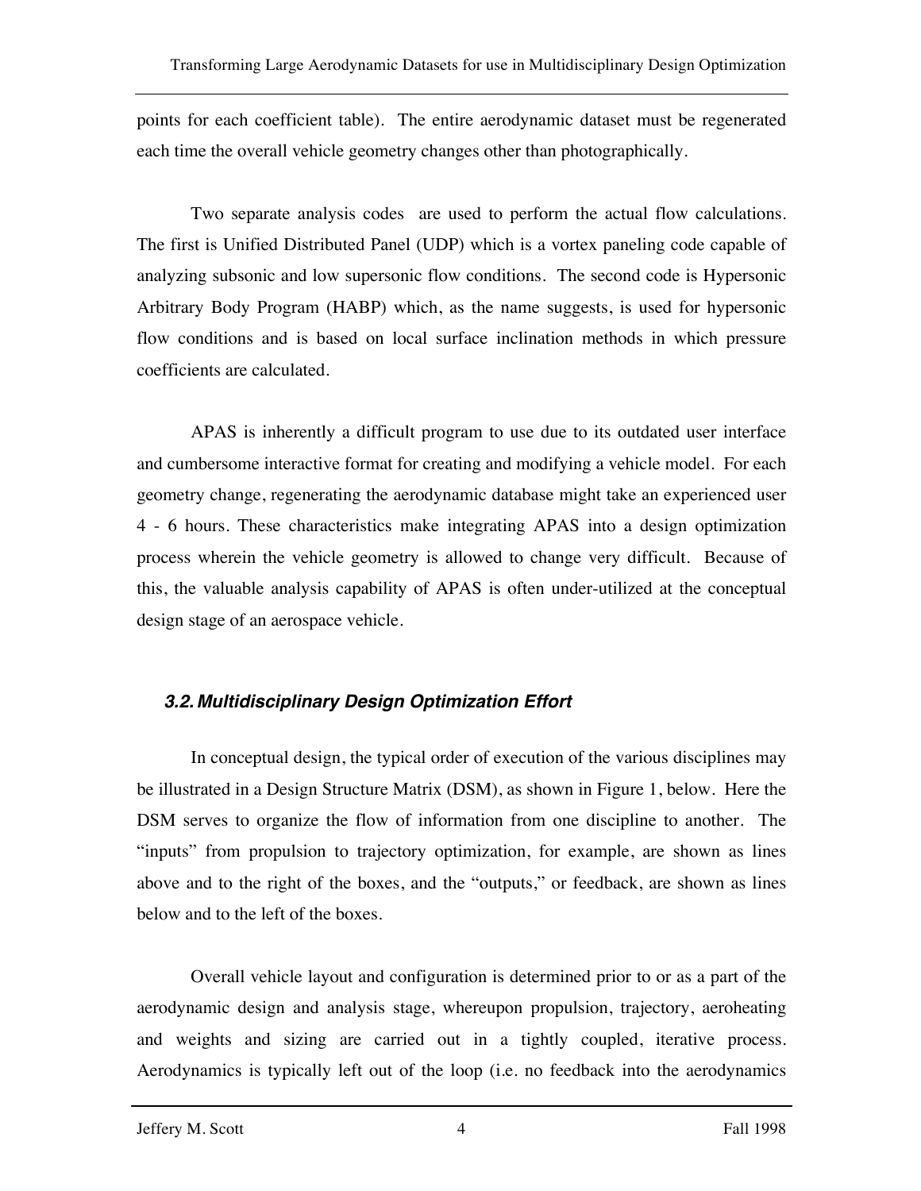points for each coefficient table). The entire aerodynamic dataset must be regenerated each time the overall vehicle geometry changes other than photographically.

Two separate analysis codes are used to perform the actual flow calculations. The first is Unified Distributed Panel (UDP) which is a vortex paneling code capable of analyzing subsonic and low supersonic flow conditions. The second code is Hypersonic Arbitrary Body Program (HABP) which, as the name suggests, is used for hypersonic flow conditions and is based on local surface inclination methods in which pressure coefficients are calculated.

APAS is inherently a difficult program to use due to its outdated user interface and cumbersome interactive format for creating and modifying a vehicle model. For each geometry change, regenerating the aerodynamic database might take an experienced user 4 - 6 hours. These characteristics make integrating APAS into a design optimization process wherein the vehicle geometry is allowed to change very difficult. Because of this, the valuable analysis capability of APAS is often under-utilized at the conceptual design stage of an aerospace vehicle.

### *3.2. Multidisciplinary Design Optimization Effort*

In conceptual design, the typical order of execution of the various disciplines may be illustrated in a Design Structure Matrix (DSM), as shown in Figure 1, below. Here the DSM serves to organize the flow of information from one discipline to another. The "inputs" from propulsion to trajectory optimization, for example, are shown as lines above and to the right of the boxes, and the "outputs," or feedback, are shown as lines below and to the left of the boxes.

Overall vehicle layout and configuration is determined prior to or as a part of the aerodynamic design and analysis stage, whereupon propulsion, trajectory, aeroheating and weights and sizing are carried out in a tightly coupled, iterative process. Aerodynamics is typically left out of the loop (i.e. no feedback into the aerodynamics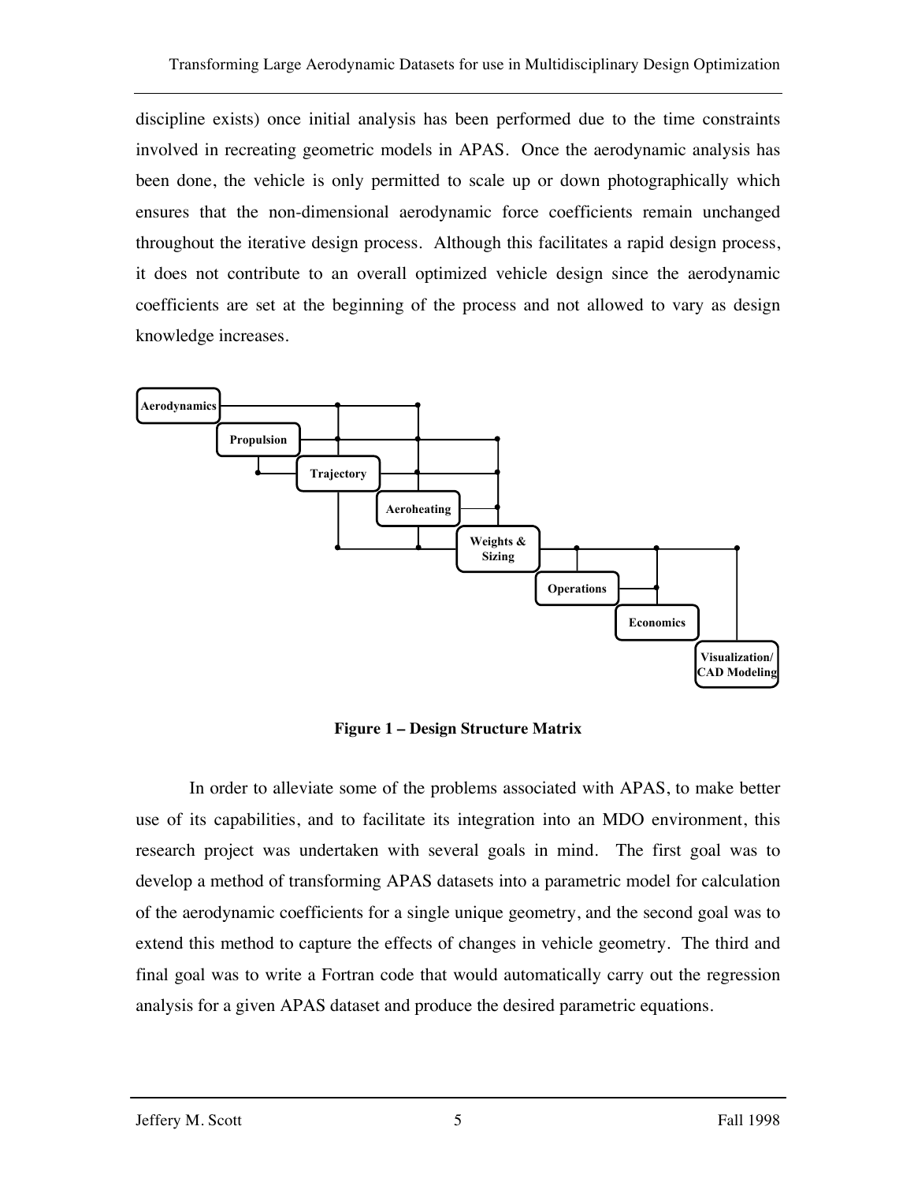discipline exists) once initial analysis has been performed due to the time constraints involved in recreating geometric models in APAS. Once the aerodynamic analysis has been done, the vehicle is only permitted to scale up or down photographically which ensures that the non-dimensional aerodynamic force coefficients remain unchanged throughout the iterative design process. Although this facilitates a rapid design process, it does not contribute to an overall optimized vehicle design since the aerodynamic coefficients are set at the beginning of the process and not allowed to vary as design knowledge increases.

Aerodynamics

Propulsion

Trajectory

Aeroheating

Weights & Sizing

Operations

Economics

Visualization/ CAD Modeling

**Figure 1 – Design Structure Matrix**

In order to alleviate some of the problems associated with APAS, to make better use of its capabilities, and to facilitate its integration into an MDO environment, this research project was undertaken with several goals in mind. The first goal was to develop a method of transforming APAS datasets into a parametric model for calculation of the aerodynamic coefficients for a single unique geometry, and the second goal was to extend this method to capture the effects of changes in vehicle geometry. The third and final goal was to write a Fortran code that would automatically carry out the regression analysis for a given APAS dataset and produce the desired parametric equations.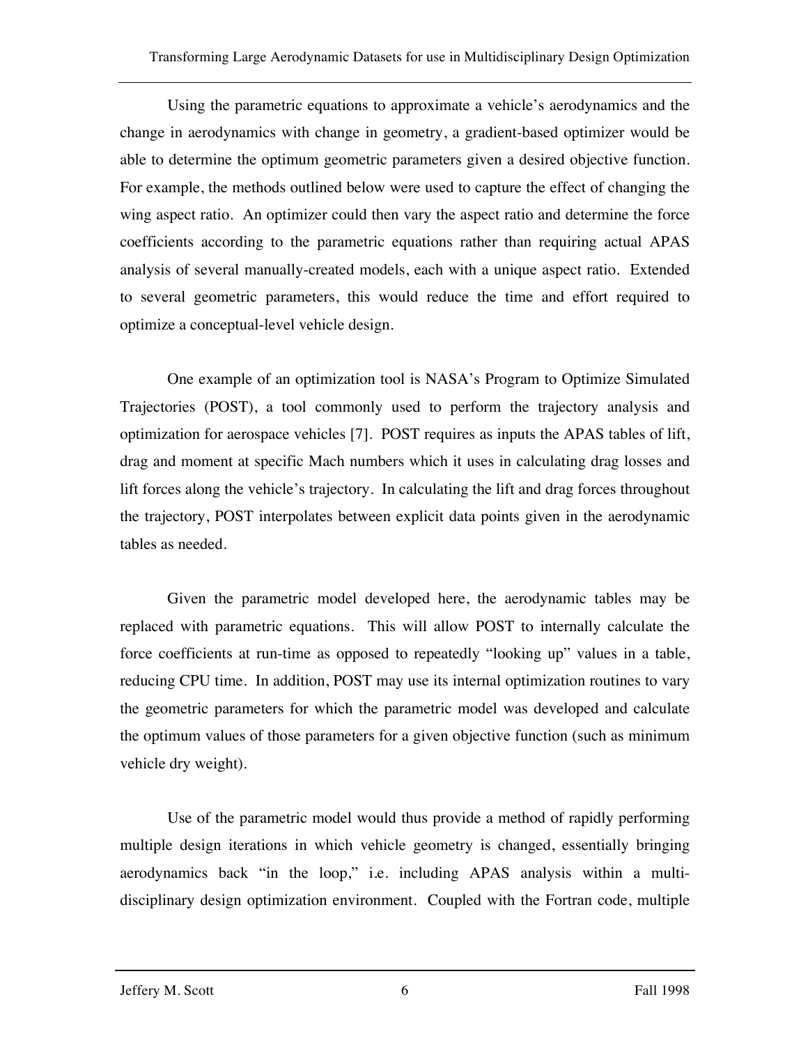Using the parametric equations to approximate a vehicle's aerodynamics and the change in aerodynamics with change in geometry, a gradient-based optimizer would be able to determine the optimum geometric parameters given a desired objective function. For example, the methods outlined below were used to capture the effect of changing the wing aspect ratio. An optimizer could then vary the aspect ratio and determine the force coefficients according to the parametric equations rather than requiring actual APAS analysis of several manually-created models, each with a unique aspect ratio. Extended to several geometric parameters, this would reduce the time and effort required to optimize a conceptual-level vehicle design.

One example of an optimization tool is NASA's Program to Optimize Simulated Trajectories (POST), a tool commonly used to perform the trajectory analysis and optimization for aerospace vehicles [7]. POST requires as inputs the APAS tables of lift, drag and moment at specific Mach numbers which it uses in calculating drag losses and lift forces along the vehicle's trajectory. In calculating the lift and drag forces throughout the trajectory, POST interpolates between explicit data points given in the aerodynamic tables as needed.

Given the parametric model developed here, the aerodynamic tables may be replaced with parametric equations. This will allow POST to internally calculate the force coefficients at run-time as opposed to repeatedly "looking up" values in a table, reducing CPU time. In addition, POST may use its internal optimization routines to vary the geometric parameters for which the parametric model was developed and calculate the optimum values of those parameters for a given objective function (such as minimum vehicle dry weight).

Use of the parametric model would thus provide a method of rapidly performing multiple design iterations in which vehicle geometry is changed, essentially bringing aerodynamics back "in the loop," i.e. including APAS analysis within a multi-disciplinary design optimization environment. Coupled with the Fortran code, multiple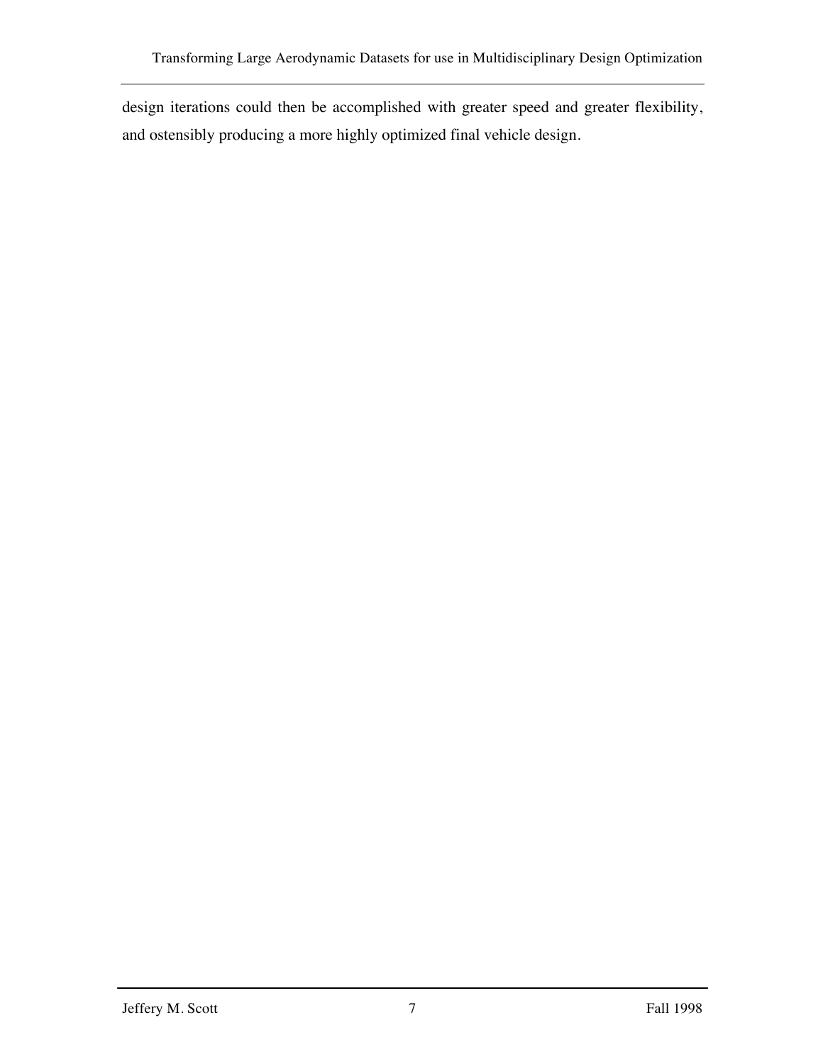design iterations could then be accomplished with greater speed and greater flexibility, and ostensibly producing a more highly optimized final vehicle design.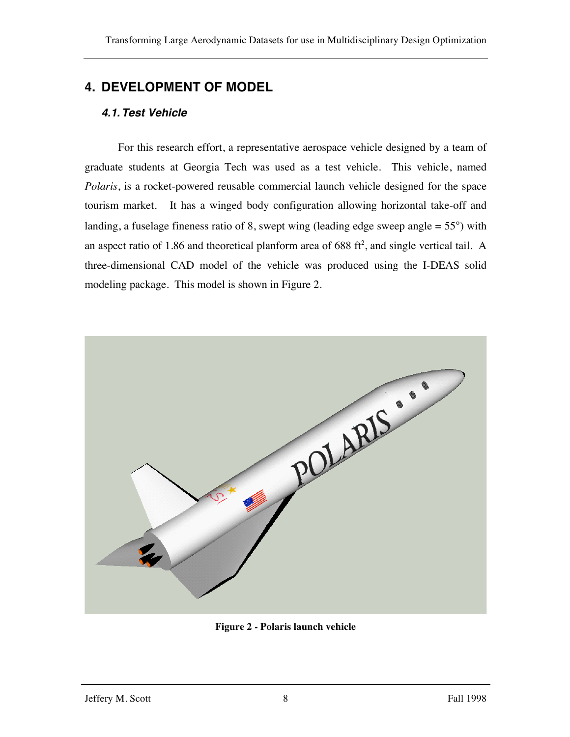# 4. DEVELOPMENT OF MODEL

## *4.1. Test Vehicle*

For this research effort, a representative aerospace vehicle designed by a team of graduate students at Georgia Tech was used as a test vehicle. This vehicle, named *Polaris*, is a rocket-powered reusable commercial launch vehicle designed for the space tourism market. It has a winged body configuration allowing horizontal take-off and landing, a fuselage fineness ratio of 8, swept wing (leading edge sweep angle = 55°) with an aspect ratio of 1.86 and theoretical planform area of 688 $ft^2$, and single vertical tail. A three-dimensional CAD model of the vehicle was produced using the I-DEAS solid modeling package. This model is shown in Figure 2.

**Figure 2 - Polaris launch vehicle**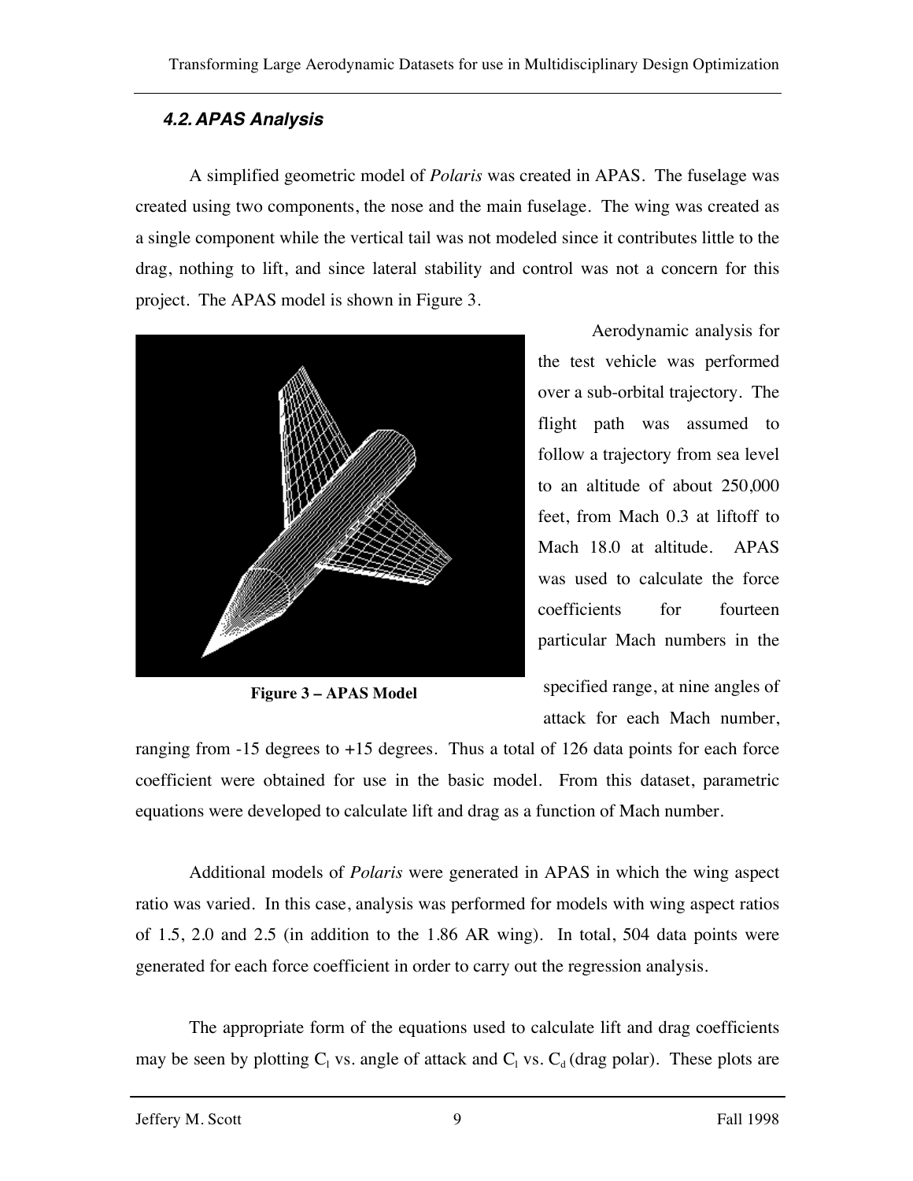### 4.2. APAS Analysis

A simplified geometric model of *Polaris* was created in APAS. The fuselage was created using two components, the nose and the main fuselage. The wing was created as a single component while the vertical tail was not modeled since it contributes little to the drag, nothing to lift, and since lateral stability and control was not a concern for this project. The APAS model is shown in Figure 3.

**Figure 3 – APAS Model**

Aerodynamic analysis for the test vehicle was performed over a sub-orbital trajectory. The flight path was assumed to follow a trajectory from sea level to an altitude of about 250,000 feet, from Mach 0.3 at liftoff to Mach 18.0 at altitude. APAS was used to calculate the force coefficients for fourteen particular Mach numbers in the specified range, at nine angles of attack for each Mach number, ranging from -15 degrees to +15 degrees. Thus a total of 126 data points for each force coefficient were obtained for use in the basic model. From this dataset, parametric equations were developed to calculate lift and drag as a function of Mach number.

Additional models of *Polaris* were generated in APAS in which the wing aspect ratio was varied. In this case, analysis was performed for models with wing aspect ratios of 1.5, 2.0 and 2.5 (in addition to the 1.86 AR wing). In total, 504 data points were generated for each force coefficient in order to carry out the regression analysis.

The appropriate form of the equations used to calculate lift and drag coefficients may be seen by plotting $C_l$ vs. angle of attack and $C_l$ vs. $C_d$ (drag polar). These plots are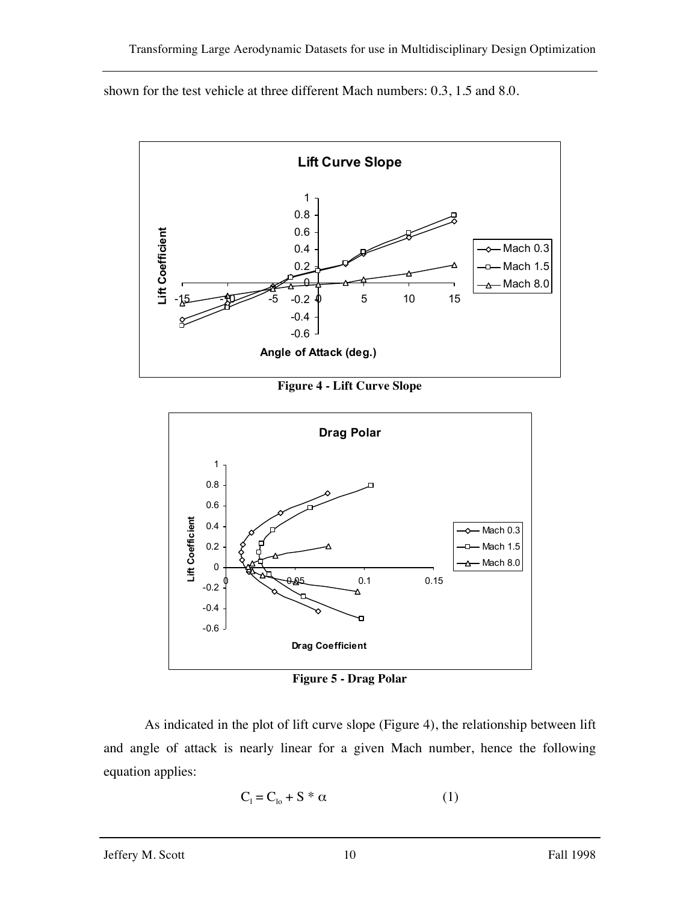shown for the test vehicle at three different Mach numbers: 0.3, 1.5 and 8.0.

Figure 4 - Lift Curve Slope

Figure 5 - Drag Polar

As indicated in the plot of lift curve slope (Figure 4), the relationship between lift and angle of attack is nearly linear for a given Mach number, hence the following equation applies:

$$C_l = C_{lo} + S * \alpha \qquad (1)$$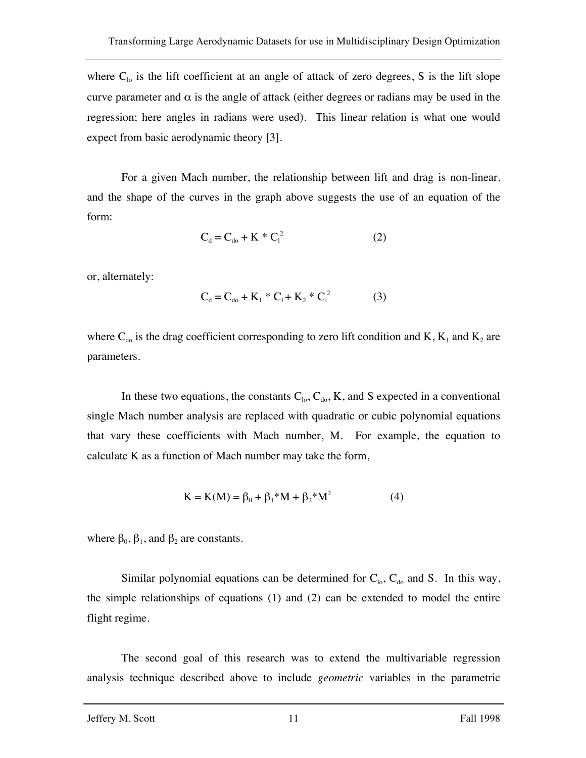where $C_{lo}$ is the lift coefficient at an angle of attack of zero degrees, S is the lift slope curve parameter and $\alpha$ is the angle of attack (either degrees or radians may be used in the regression; here angles in radians were used). This linear relation is what one would expect from basic aerodynamic theory [3].

For a given Mach number, the relationship between lift and drag is non-linear, and the shape of the curves in the graph above suggests the use of an equation of the form:

$$C_d = C_{do} + K * C_l^2 \qquad (2)$$

or, alternately:

$$C_d = C_{do} + K_1 * C_l + K_2 * C_l^2 \qquad (3)$$

where $C_{do}$ is the drag coefficient corresponding to zero lift condition and K, $K_1$ and $K_2$ are parameters.

In these two equations, the constants $C_{lo}$, $C_{do}$, K, and S expected in a conventional single Mach number analysis are replaced with quadratic or cubic polynomial equations that vary these coefficients with Mach number, M. For example, the equation to calculate K as a function of Mach number may take the form,

$$K = K(M) = \beta_0 + \beta_1 * M + \beta_2 * M^2 \qquad (4)$$

where $\beta_0$, $\beta_1$, and $\beta_2$ are constants.

Similar polynomial equations can be determined for $C_{lo}$, $C_{do}$ and S. In this way, the simple relationships of equations (1) and (2) can be extended to model the entire flight regime.

The second goal of this research was to extend the multivariable regression analysis technique described above to include *geometric* variables in the parametric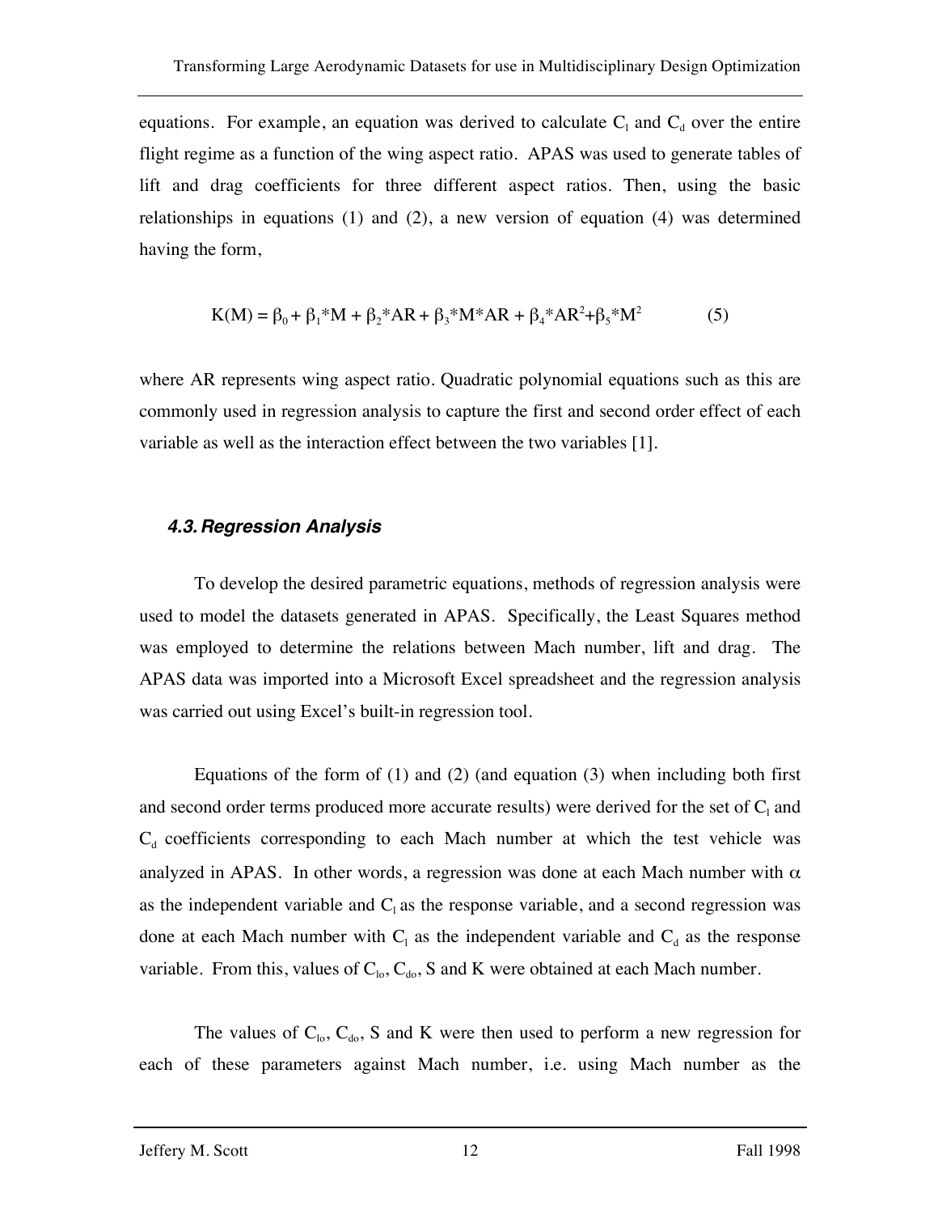equations. For example, an equation was derived to calculate $C_l$ and $C_d$ over the entire flight regime as a function of the wing aspect ratio. APAS was used to generate tables of lift and drag coefficients for three different aspect ratios. Then, using the basic relationships in equations (1) and (2), a new version of equation (4) was determined having the form,

$$K(M) = \beta_0 + \beta_1 * M + \beta_2 * AR + \beta_3 * M * AR + \beta_4 * AR^2 + \beta_5 * M^2 \qquad (5)$$

where AR represents wing aspect ratio. Quadratic polynomial equations such as this are commonly used in regression analysis to capture the first and second order effect of each variable as well as the interaction effect between the two variables [1].

### *4.3. Regression Analysis*

To develop the desired parametric equations, methods of regression analysis were used to model the datasets generated in APAS. Specifically, the Least Squares method was employed to determine the relations between Mach number, lift and drag. The APAS data was imported into a Microsoft Excel spreadsheet and the regression analysis was carried out using Excel's built-in regression tool.

Equations of the form of (1) and (2) (and equation (3) when including both first and second order terms produced more accurate results) were derived for the set of $C_l$ and $C_d$ coefficients corresponding to each Mach number at which the test vehicle was analyzed in APAS. In other words, a regression was done at each Mach number with $\alpha$ as the independent variable and $C_l$ as the response variable, and a second regression was done at each Mach number with $C_l$ as the independent variable and $C_d$ as the response variable. From this, values of $C_{lo}$, $C_{do}$, S and K were obtained at each Mach number.

The values of $C_{lo}$, $C_{do}$, S and K were then used to perform a new regression for each of these parameters against Mach number, i.e. using Mach number as the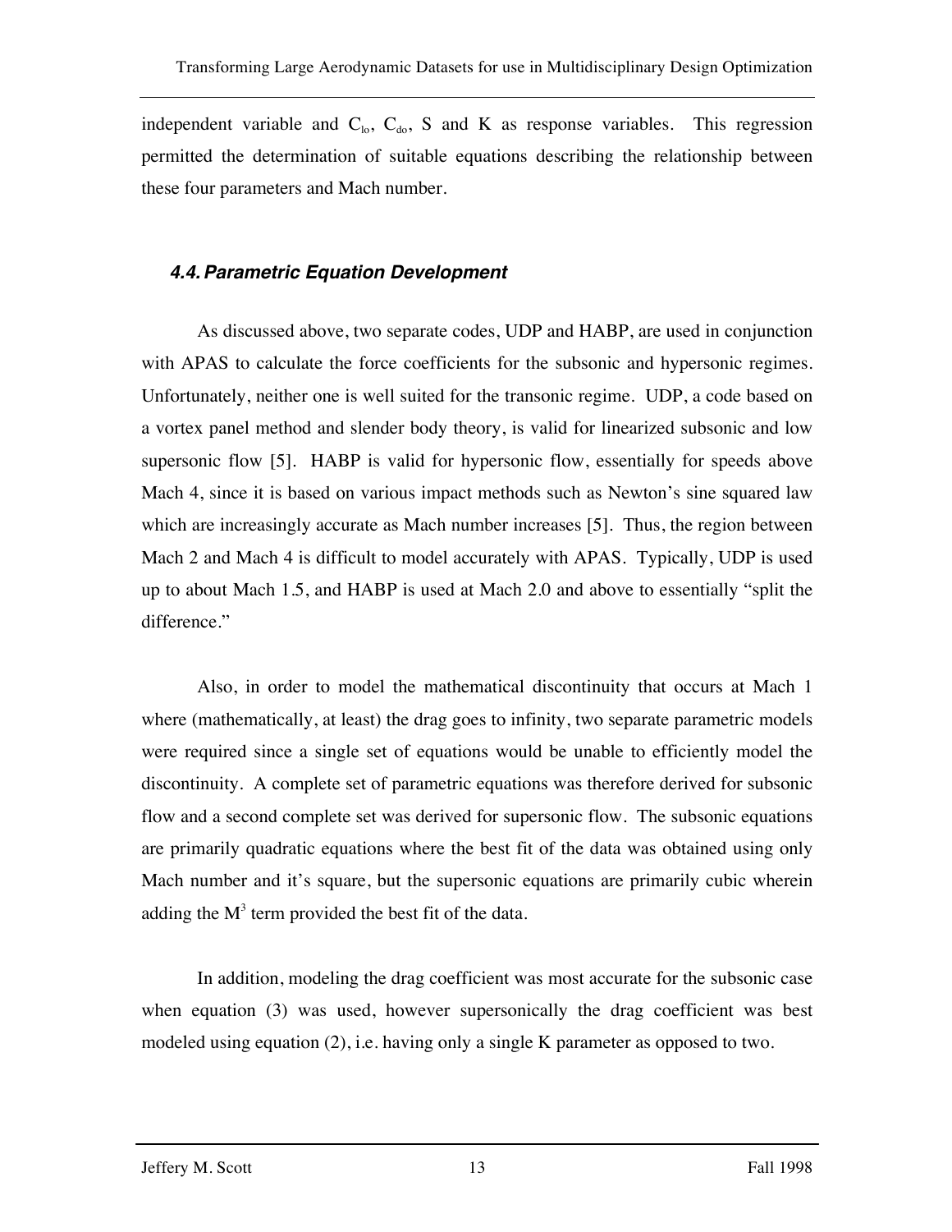independent variable and $C_{lo}$, $C_{do}$, S and K as response variables. This regression permitted the determination of suitable equations describing the relationship between these four parameters and Mach number.

### *4.4. Parametric Equation Development*

As discussed above, two separate codes, UDP and HABP, are used in conjunction with APAS to calculate the force coefficients for the subsonic and hypersonic regimes. Unfortunately, neither one is well suited for the transonic regime. UDP, a code based on a vortex panel method and slender body theory, is valid for linearized subsonic and low supersonic flow [5]. HABP is valid for hypersonic flow, essentially for speeds above Mach 4, since it is based on various impact methods such as Newton's sine squared law which are increasingly accurate as Mach number increases [5]. Thus, the region between Mach 2 and Mach 4 is difficult to model accurately with APAS. Typically, UDP is used up to about Mach 1.5, and HABP is used at Mach 2.0 and above to essentially "split the difference."

Also, in order to model the mathematical discontinuity that occurs at Mach 1 where (mathematically, at least) the drag goes to infinity, two separate parametric models were required since a single set of equations would be unable to efficiently model the discontinuity. A complete set of parametric equations was therefore derived for subsonic flow and a second complete set was derived for supersonic flow. The subsonic equations are primarily quadratic equations where the best fit of the data was obtained using only Mach number and it's square, but the supersonic equations are primarily cubic wherein adding the $M^3$ term provided the best fit of the data.

In addition, modeling the drag coefficient was most accurate for the subsonic case when equation (3) was used, however supersonically the drag coefficient was best modeled using equation (2), i.e. having only a single K parameter as opposed to two.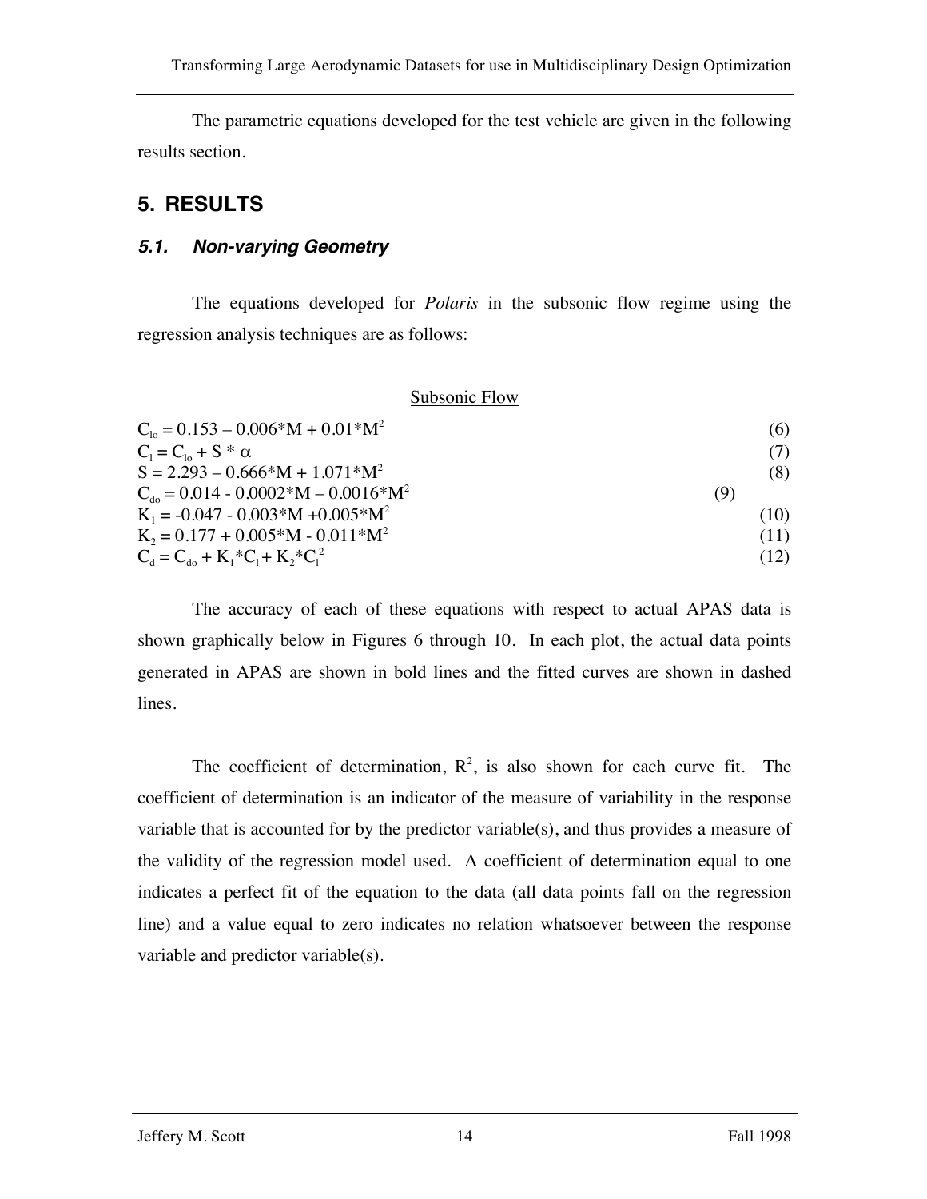The parametric equations developed for the test vehicle are given in the following results section.

# 5. RESULTS

## *5.1. Non-varying Geometry*

The equations developed for *Polaris* in the subsonic flow regime using the regression analysis techniques are as follows:

Subsonic Flow

$$C_{lo} = 0.153 - 0.006*M + 0.01*M^2 \quad (6)$$

$$C_l = C_{lo} + S * \alpha \quad (7)$$

$$S = 2.293 - 0.666*M + 1.071*M^2 \quad (8)$$

$$C_{do} = 0.014 - 0.0002*M - 0.0016*M^2 \quad (9)$$

$$K_1 = -0.047 - 0.003*M + 0.005*M^2 \quad (10)$$

$$K_2 = 0.177 + 0.005*M - 0.011*M^2 \quad (11)$$

$$C_d = C_{do} + K_1*C_l + K_2*C_l^2 \quad (12)$$

The accuracy of each of these equations with respect to actual APAS data is shown graphically below in Figures 6 through 10. In each plot, the actual data points generated in APAS are shown in bold lines and the fitted curves are shown in dashed lines.

The coefficient of determination, $R^2$, is also shown for each curve fit. The coefficient of determination is an indicator of the measure of variability in the response variable that is accounted for by the predictor variable(s), and thus provides a measure of the validity of the regression model used. A coefficient of determination equal to one indicates a perfect fit of the equation to the data (all data points fall on the regression line) and a value equal to zero indicates no relation whatsoever between the response variable and predictor variable(s).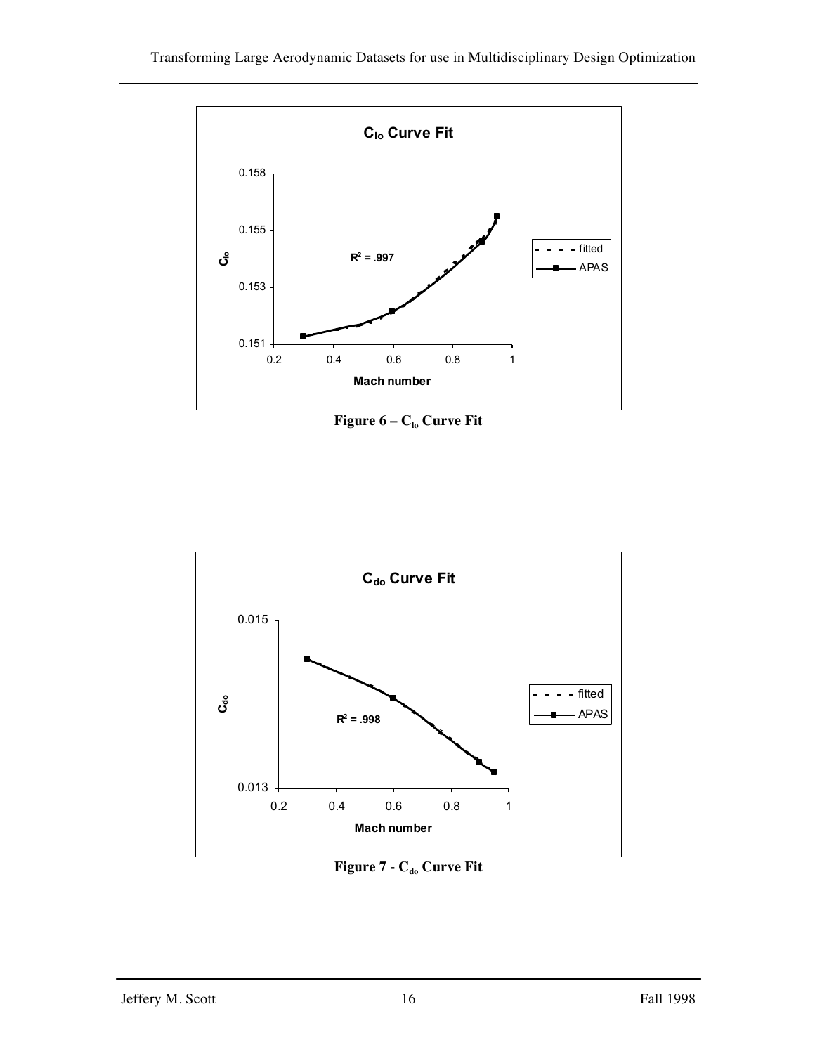Figure 6 – $C_{lo}$ Curve Fit

Figure 7 - $C_{do}$ Curve Fit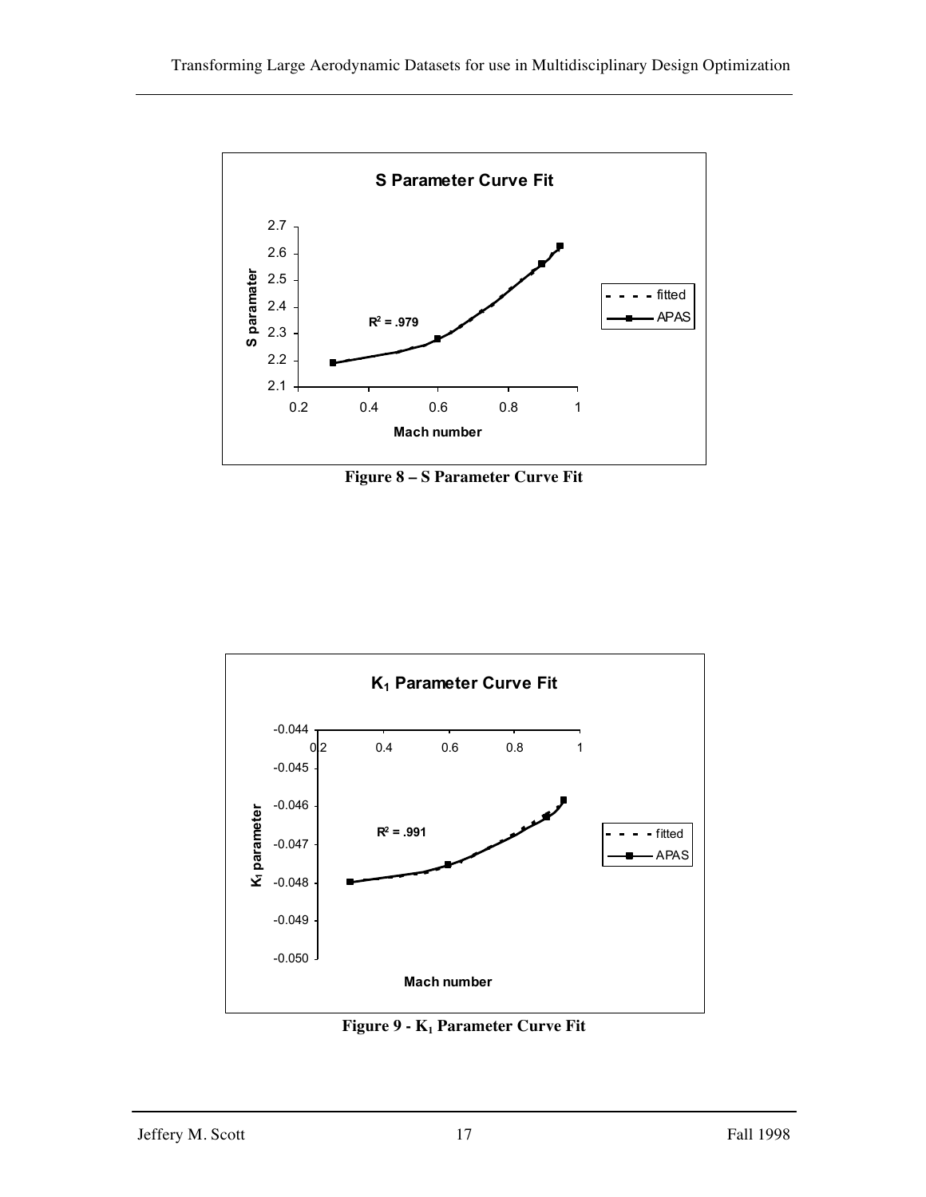Figure 8 – S Parameter Curve Fit

Figure 9 - $K_1$ Parameter Curve Fit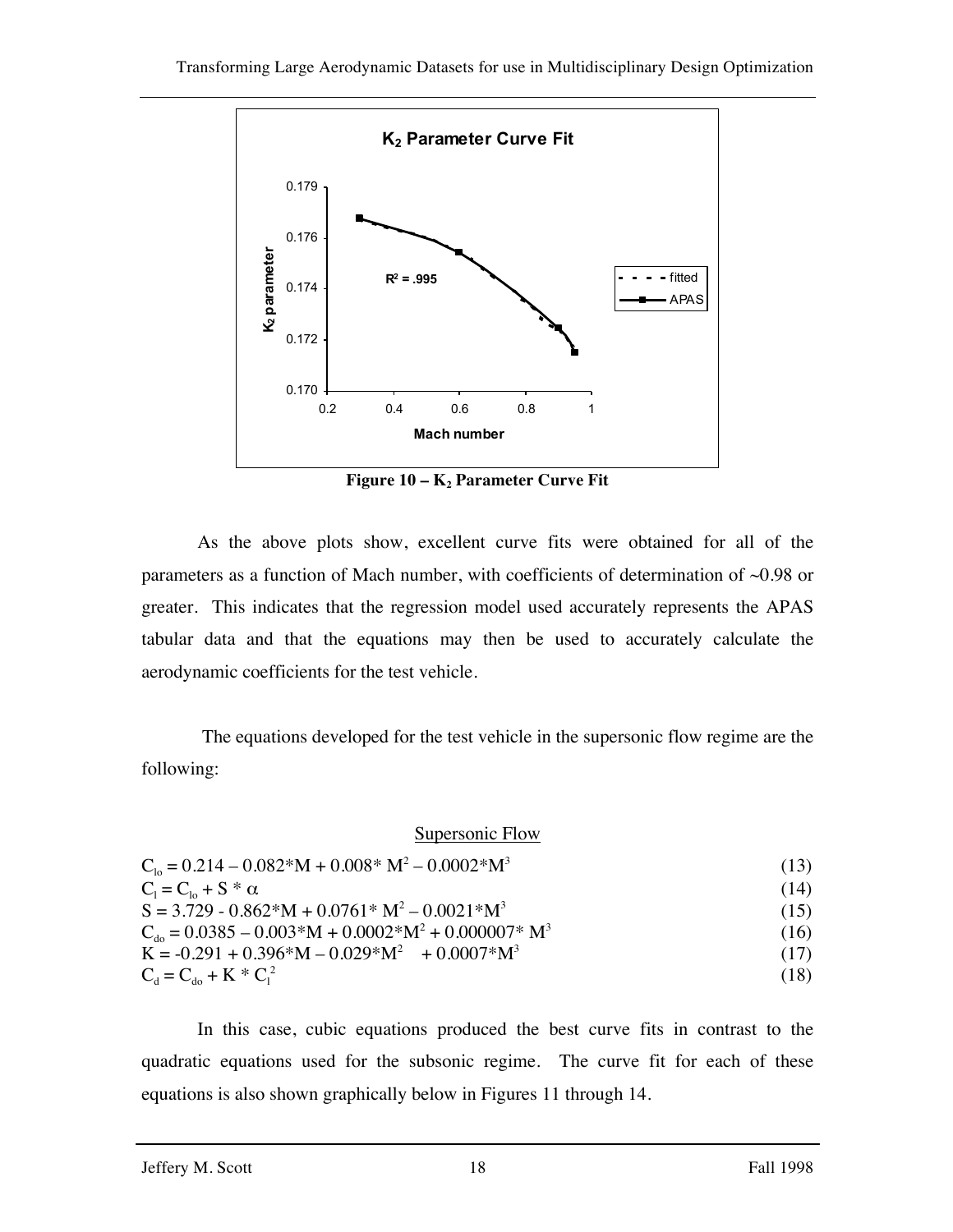**Figure 10 – $K_2$ Parameter Curve Fit**

As the above plots show, excellent curve fits were obtained for all of the parameters as a function of Mach number, with coefficients of determination of ~0.98 or greater. This indicates that the regression model used accurately represents the APAS tabular data and that the equations may then be used to accurately calculate the aerodynamic coefficients for the test vehicle.

The equations developed for the test vehicle in the supersonic flow regime are the following:

<u>Supersonic Flow</u>

$$C_{lo} = 0.214 - 0.082*M + 0.008*M^2 - 0.0002*M^3 \tag{13}$$

$$C_l = C_{lo} + S * \alpha \tag{14}$$

$$S = 3.729 - 0.862*M + 0.0761*M^2 - 0.0021*M^3 \tag{15}$$

$$C_{do} = 0.0385 - 0.003*M + 0.0002*M^2 + 0.000007*M^3 \tag{16}$$

$$K = -0.291 + 0.396*M - 0.029*M^2 + 0.0007*M^3 \tag{17}$$

$$C_d = C_{do} + K * C_l^2 \tag{18}$$

In this case, cubic equations produced the best curve fits in contrast to the quadratic equations used for the subsonic regime. The curve fit for each of these equations is also shown graphically below in Figures 11 through 14.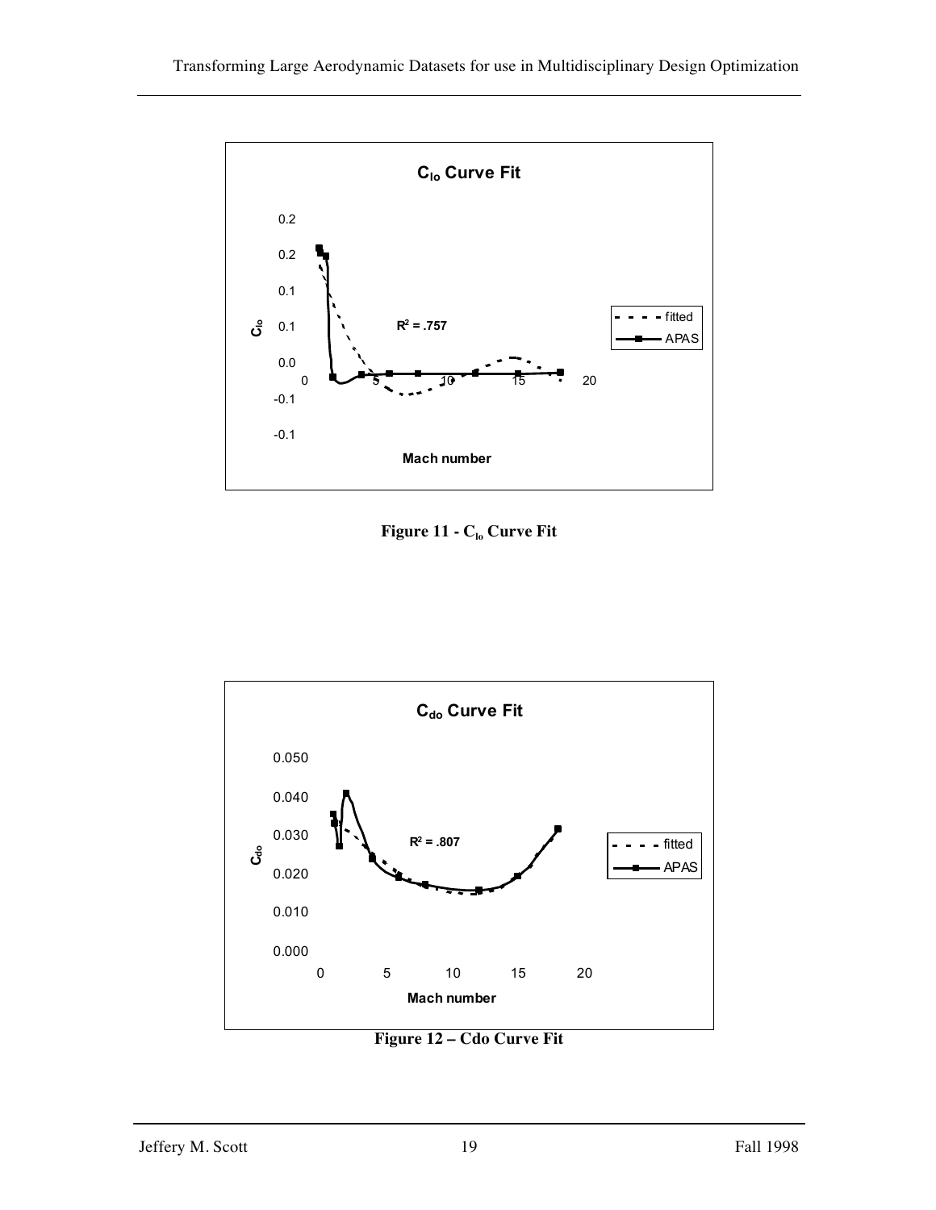Figure 11 - $C_{lo}$ Curve Fit

Figure 12 – Cdo Curve Fit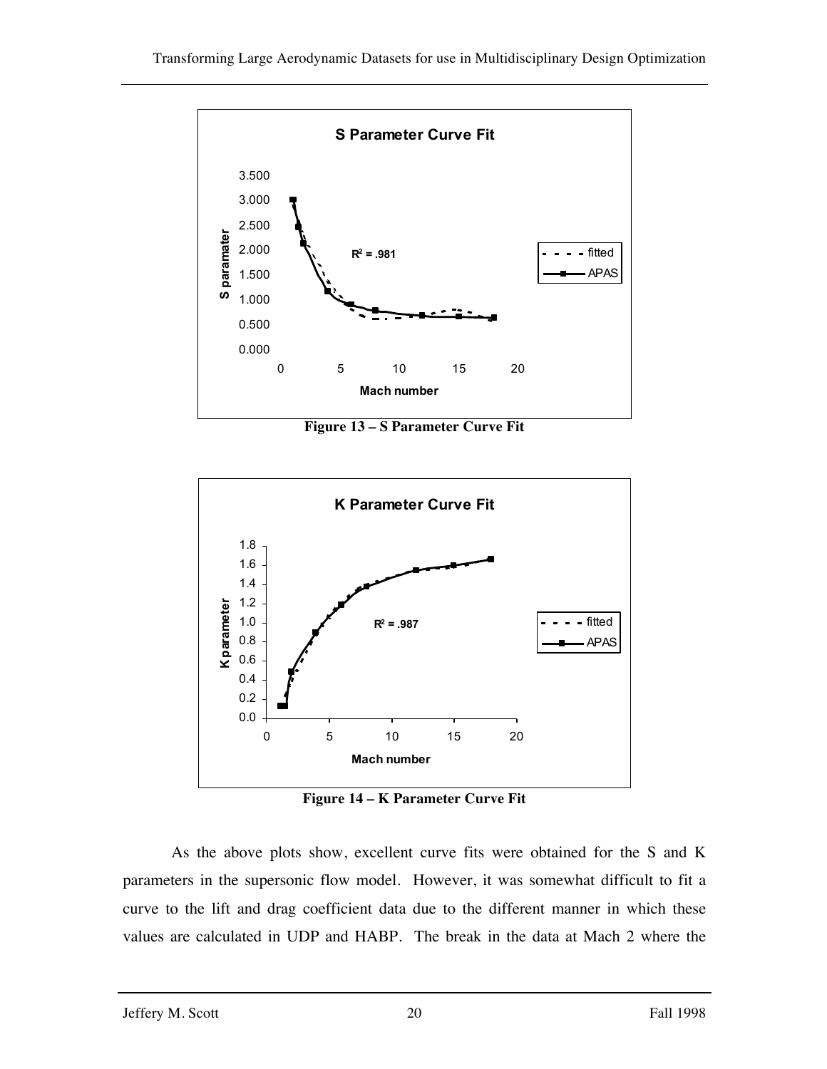Figure 13 – S Parameter Curve Fit

Figure 14 – K Parameter Curve Fit

As the above plots show, excellent curve fits were obtained for the S and K parameters in the supersonic flow model. However, it was somewhat difficult to fit a curve to the lift and drag coefficient data due to the different manner in which these values are calculated in UDP and HABP. The break in the data at Mach 2 where the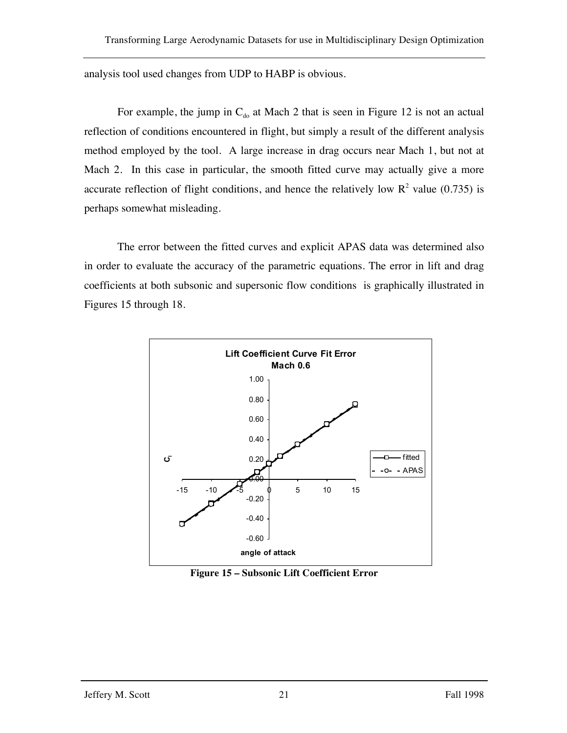analysis tool used changes from UDP to HABP is obvious.

For example, the jump in $C_{do}$ at Mach 2 that is seen in Figure 12 is not an actual reflection of conditions encountered in flight, but simply a result of the different analysis method employed by the tool. A large increase in drag occurs near Mach 1, but not at Mach 2. In this case in particular, the smooth fitted curve may actually give a more accurate reflection of flight conditions, and hence the relatively low $R^2$ value (0.735) is perhaps somewhat misleading.

The error between the fitted curves and explicit APAS data was determined also in order to evaluate the accuracy of the parametric equations. The error in lift and drag coefficients at both subsonic and supersonic flow conditions is graphically illustrated in Figures 15 through 18.

**Figure 15 – Subsonic Lift Coefficient Error**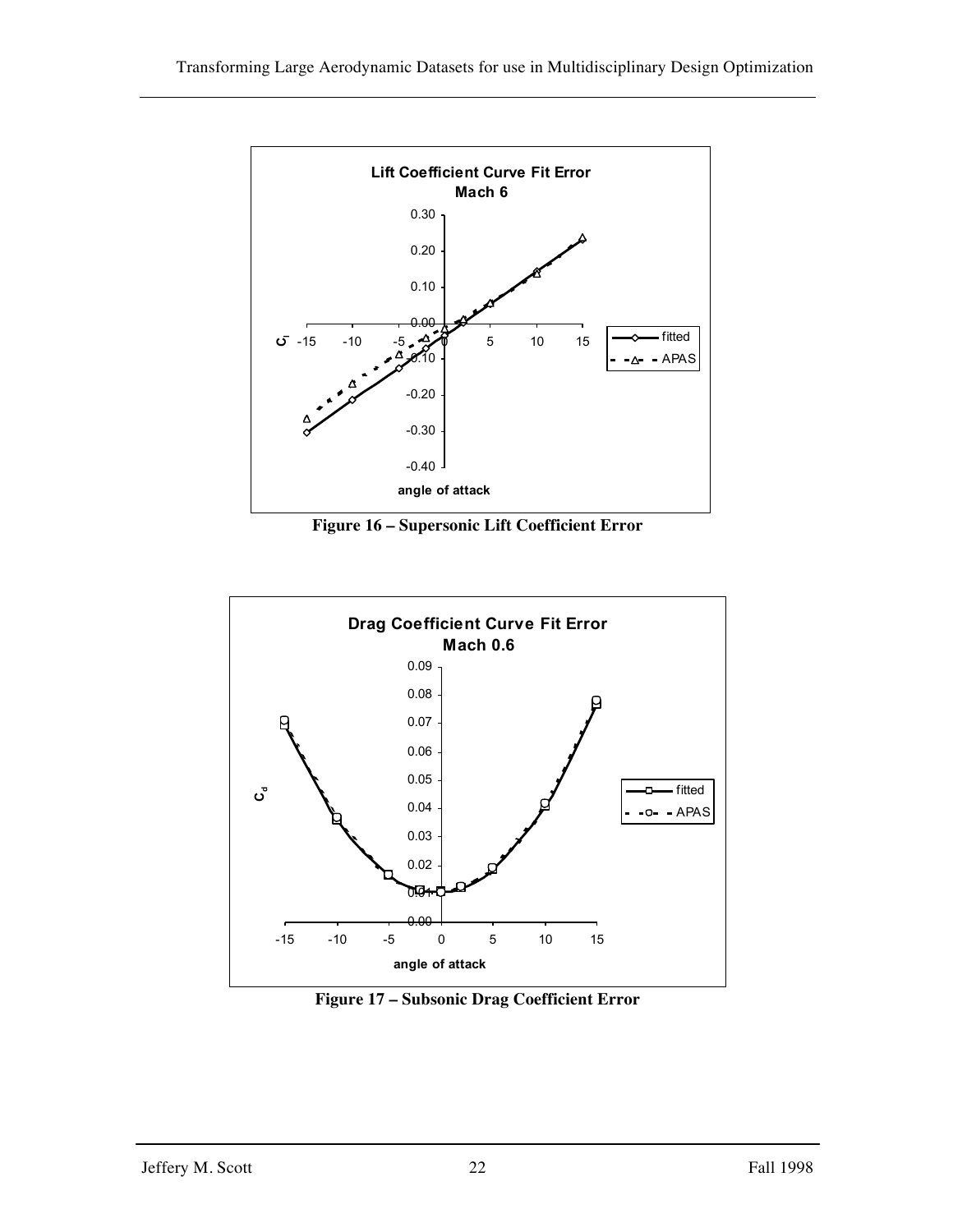Figure 16 – Supersonic Lift Coefficient Error

Figure 17 – Subsonic Drag Coefficient Error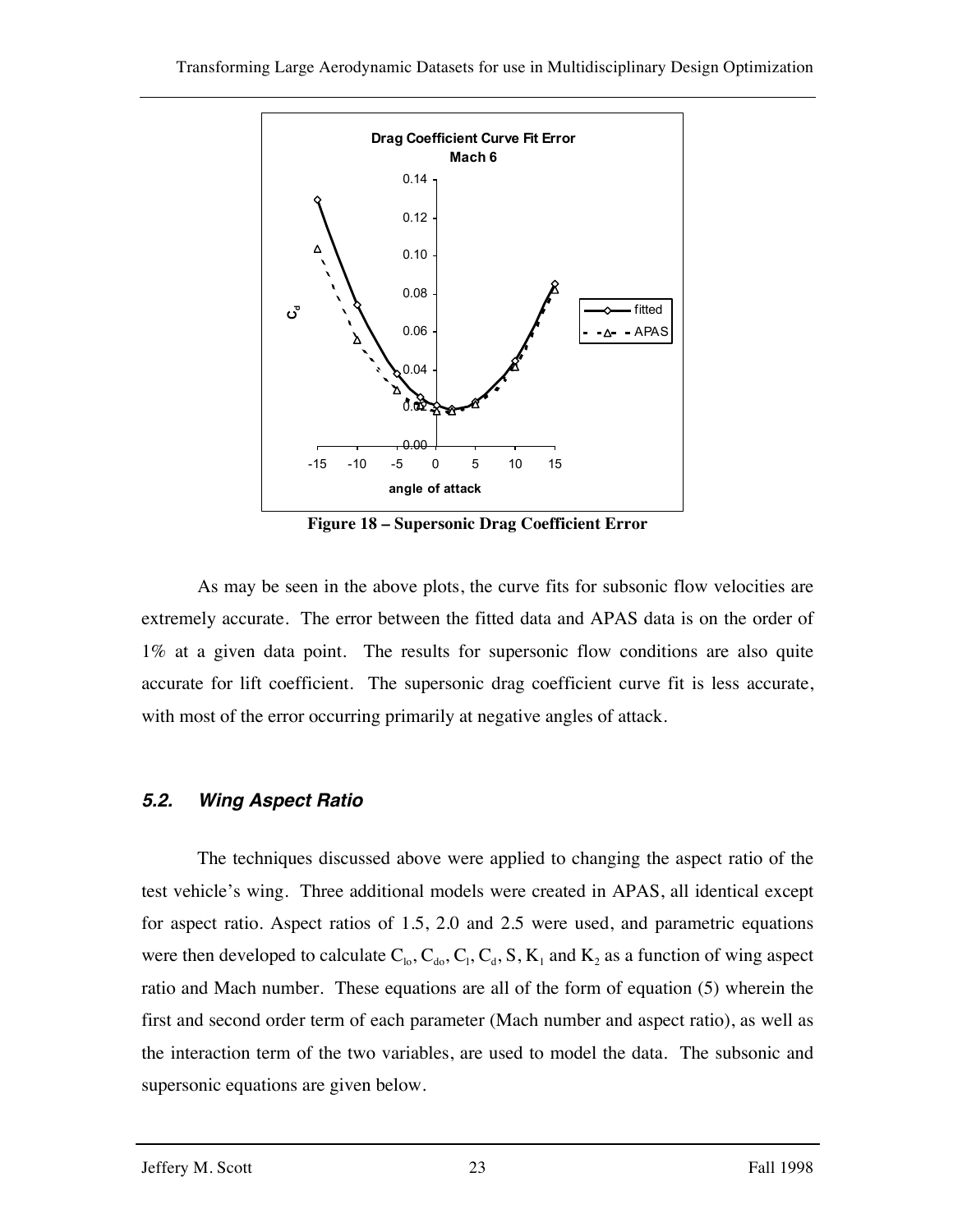Figure 18 – Supersonic Drag Coefficient Error

As may be seen in the above plots, the curve fits for subsonic flow velocities are extremely accurate. The error between the fitted data and APAS data is on the order of 1% at a given data point. The results for supersonic flow conditions are also quite accurate for lift coefficient. The supersonic drag coefficient curve fit is less accurate, with most of the error occurring primarily at negative angles of attack.

### *5.2. Wing Aspect Ratio*

The techniques discussed above were applied to changing the aspect ratio of the test vehicle's wing. Three additional models were created in APAS, all identical except for aspect ratio. Aspect ratios of 1.5, 2.0 and 2.5 were used, and parametric equations were then developed to calculate $C_{lo}$, $C_{do}$, $C_l$, $C_d$, S, $K_1$ and $K_2$ as a function of wing aspect ratio and Mach number. These equations are all of the form of equation (5) wherein the first and second order term of each parameter (Mach number and aspect ratio), as well as the interaction term of the two variables, are used to model the data. The subsonic and supersonic equations are given below.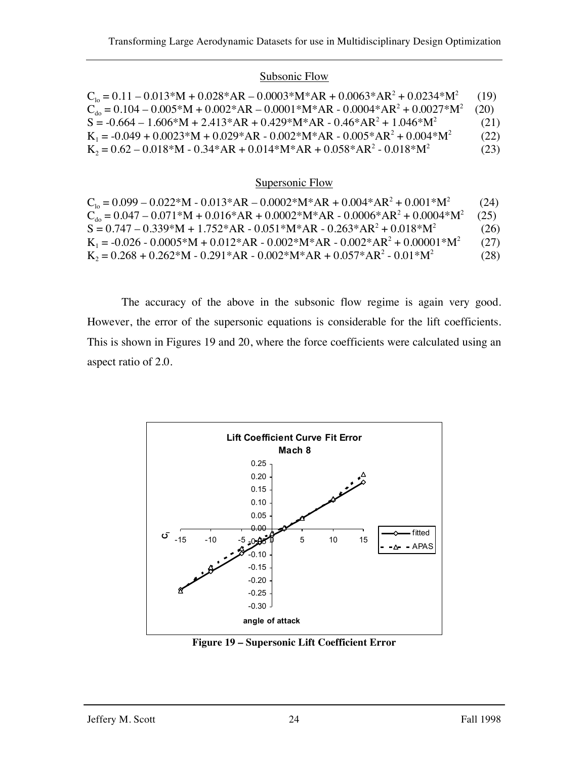Subsonic Flow

$$C_{lo} = 0.11 – 0.013*M + 0.028*AR – 0.0003*M*AR + 0.0063*AR^2 + 0.0234*M^2 \quad (19)$$

$$C_{do} = 0.104 – 0.005*M + 0.002*AR – 0.0001*M*AR - 0.0004*AR^2 + 0.0027*M^2 \quad (20)$$

$$S = -0.664 – 1.606*M + 2.413*AR + 0.429*M*AR - 0.46*AR^2 + 1.046*M^2 \quad (21)$$

$$K_1 = -0.049 + 0.0023*M + 0.029*AR - 0.002*M*AR - 0.005*AR^2 + 0.004*M^2 \quad (22)$$

$$K_2 = 0.62 – 0.018*M - 0.34*AR + 0.014*M*AR + 0.058*AR^2 - 0.018*M^2 \quad (23)$$

Supersonic Flow

$$C_{lo} = 0.099 – 0.022*M - 0.013*AR – 0.0002*M*AR + 0.004*AR^2 + 0.001*M^2 \quad (24)$$

$$C_{do} = 0.047 – 0.071*M + 0.016*AR + 0.0002*M*AR - 0.0006*AR^2 + 0.0004*M^2 \quad (25)$$

$$S = 0.747 – 0.339*M + 1.752*AR - 0.051*M*AR - 0.263*AR^2 + 0.018*M^2 \quad (26)$$

$$K_1 = -0.026 - 0.0005*M + 0.012*AR - 0.002*M*AR - 0.002*AR^2 + 0.00001*M^2 \quad (27)$$

$$K_2 = 0.268 + 0.262*M - 0.291*AR - 0.002*M*AR + 0.057*AR^2 - 0.01*M^2 \quad (28)$$

The accuracy of the above in the subsonic flow regime is again very good. However, the error of the supersonic equations is considerable for the lift coefficients. This is shown in Figures 19 and 20, where the force coefficients were calculated using an aspect ratio of 2.0.

**Figure 19 – Supersonic Lift Coefficient Error**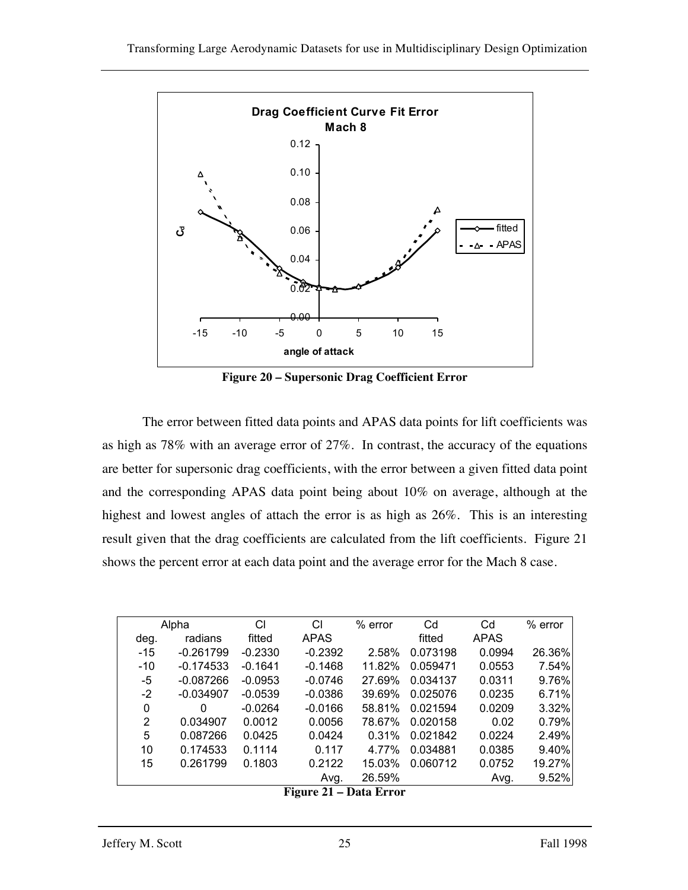Figure 20 – Supersonic Drag Coefficient Error

The error between fitted data points and APAS data points for lift coefficients was as high as 78% with an average error of 27%. In contrast, the accuracy of the equations are better for supersonic drag coefficients, with the error between a given fitted data point and the corresponding APAS data point being about 10% on average, although at the highest and lowest angles of attach the error is as high as 26%. This is an interesting result given that the drag coefficients are calculated from the lift coefficients. Figure 21 shows the percent error at each data point and the average error for the Mach 8 case.

| Alpha | | Cl | Cl | % error | Cd | Cd | % error |
|---|---|---|---|---|---|---|---|
| deg. | radians | fitted | APAS | | fitted | APAS | |
| -15 | -0.261799 | -0.2330 | -0.2392 | 2.58% | 0.073198 | 0.0994 | 26.36% |
| -10 | -0.174533 | -0.1641 | -0.1468 | 11.82% | 0.059471 | 0.0553 | 7.54% |
| -5 | -0.087266 | -0.0953 | -0.0746 | 27.69% | 0.034137 | 0.0311 | 9.76% |
| -2 | -0.034907 | -0.0539 | -0.0386 | 39.69% | 0.025076 | 0.0235 | 6.71% |
| 0 | 0 | -0.0264 | -0.0166 | 58.81% | 0.021594 | 0.0209 | 3.32% |
| 2 | 0.034907 | 0.0012 | 0.0056 | 78.67% | 0.020158 | 0.02 | 0.79% |
| 5 | 0.087266 | 0.0425 | 0.0424 | 0.31% | 0.021842 | 0.0224 | 2.49% |
| 10 | 0.174533 | 0.1114 | 0.117 | 4.77% | 0.034881 | 0.0385 | 9.40% |
| 15 | 0.261799 | 0.1803 | 0.2122 | 15.03% | 0.060712 | 0.0752 | 19.27% |
| | | | Avg. | 26.59% | | Avg. | 9.52% |

Figure 21 – Data Error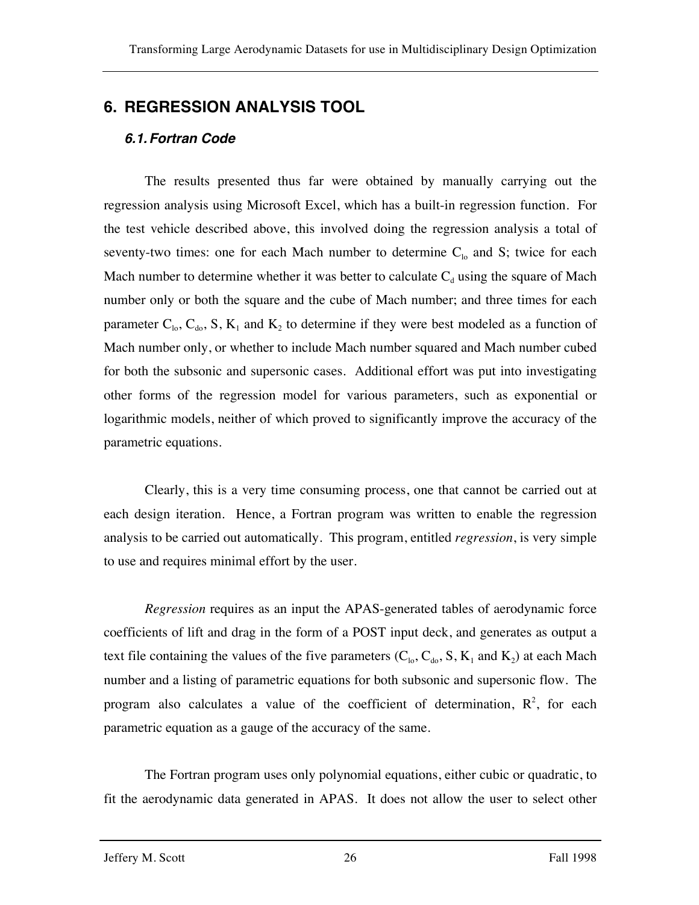# 6. REGRESSION ANALYSIS TOOL

## 6.1. Fortran Code

The results presented thus far were obtained by manually carrying out the regression analysis using Microsoft Excel, which has a built-in regression function. For the test vehicle described above, this involved doing the regression analysis a total of seventy-two times: one for each Mach number to determine $C_{lo}$ and S; twice for each Mach number to determine whether it was better to calculate $C_d$ using the square of Mach number only or both the square and the cube of Mach number; and three times for each parameter $C_{lo}$, $C_{do}$, S, $K_1$ and $K_2$ to determine if they were best modeled as a function of Mach number only, or whether to include Mach number squared and Mach number cubed for both the subsonic and supersonic cases. Additional effort was put into investigating other forms of the regression model for various parameters, such as exponential or logarithmic models, neither of which proved to significantly improve the accuracy of the parametric equations.

Clearly, this is a very time consuming process, one that cannot be carried out at each design iteration. Hence, a Fortran program was written to enable the regression analysis to be carried out automatically. This program, entitled *regression*, is very simple to use and requires minimal effort by the user.

*Regression* requires as an input the APAS-generated tables of aerodynamic force coefficients of lift and drag in the form of a POST input deck, and generates as output a text file containing the values of the five parameters ($C_{lo}$, $C_{do}$, S, $K_1$ and $K_2$) at each Mach number and a listing of parametric equations for both subsonic and supersonic flow. The program also calculates a value of the coefficient of determination, $R^2$, for each parametric equation as a gauge of the accuracy of the same.

The Fortran program uses only polynomial equations, either cubic or quadratic, to fit the aerodynamic data generated in APAS. It does not allow the user to select other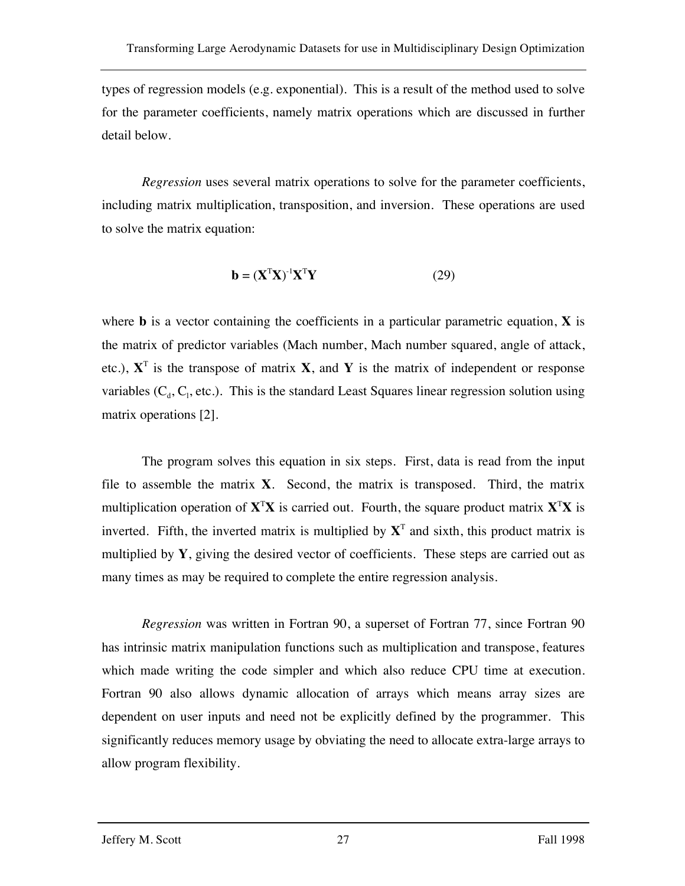types of regression models (e.g. exponential). This is a result of the method used to solve for the parameter coefficients, namely matrix operations which are discussed in further detail below.

*Regression* uses several matrix operations to solve for the parameter coefficients, including matrix multiplication, transposition, and inversion. These operations are used to solve the matrix equation:

$$\mathbf{b} = (\mathbf{X}^T\mathbf{X})^{-1}\mathbf{X}^T\mathbf{Y} \qquad (29)$$

where **b** is a vector containing the coefficients in a particular parametric equation, **X** is the matrix of predictor variables (Mach number, Mach number squared, angle of attack, etc.), $\mathbf{X}^T$ is the transpose of matrix **X**, and **Y** is the matrix of independent or response variables ($C_d$, $C_l$, etc.). This is the standard Least Squares linear regression solution using matrix operations [2].

The program solves this equation in six steps. First, data is read from the input file to assemble the matrix **X**. Second, the matrix is transposed. Third, the matrix multiplication operation of $\mathbf{X}^T\mathbf{X}$ is carried out. Fourth, the square product matrix $\mathbf{X}^T\mathbf{X}$ is inverted. Fifth, the inverted matrix is multiplied by $\mathbf{X}^T$ and sixth, this product matrix is multiplied by **Y**, giving the desired vector of coefficients. These steps are carried out as many times as may be required to complete the entire regression analysis.

*Regression* was written in Fortran 90, a superset of Fortran 77, since Fortran 90 has intrinsic matrix manipulation functions such as multiplication and transpose, features which made writing the code simpler and which also reduce CPU time at execution. Fortran 90 also allows dynamic allocation of arrays which means array sizes are dependent on user inputs and need not be explicitly defined by the programmer. This significantly reduces memory usage by obviating the need to allocate extra-large arrays to allow program flexibility.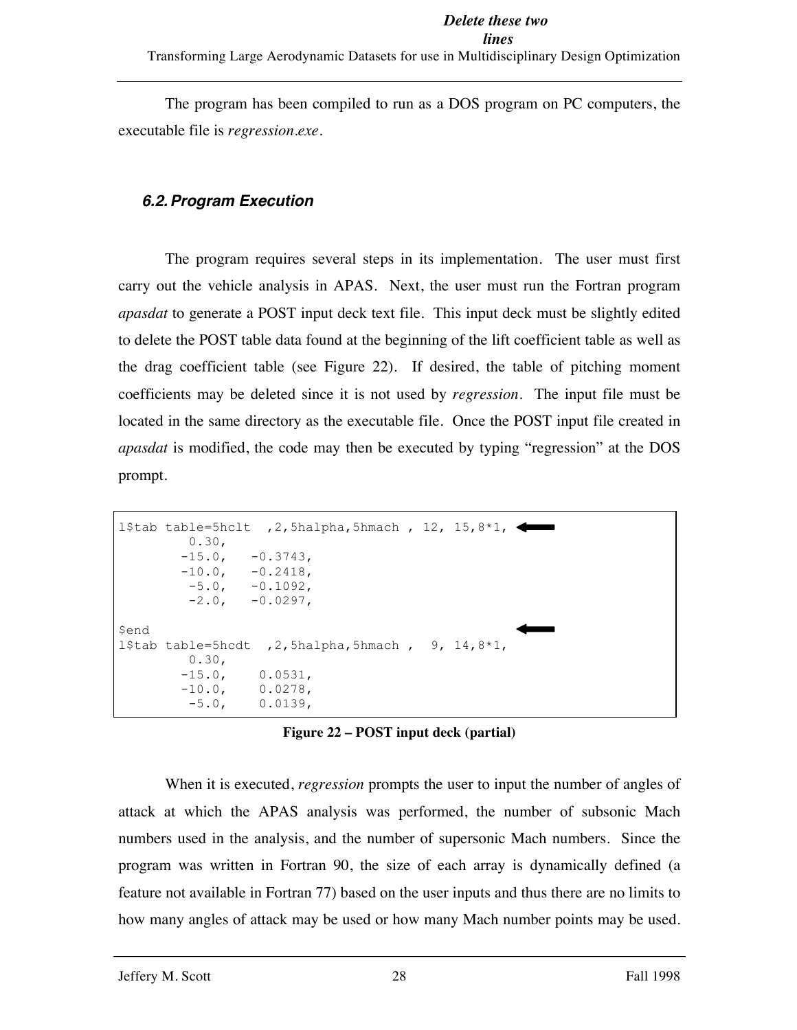The program has been compiled to run as a DOS program on PC computers, the executable file is *regression.exe*.

### *6.2. Program Execution*

The program requires several steps in its implementation. The user must first carry out the vehicle analysis in APAS. Next, the user must run the Fortran program *apasdat* to generate a POST input deck text file. This input deck must be slightly edited to delete the POST table data found at the beginning of the lift coefficient table as well as the drag coefficient table (see Figure 22). If desired, the table of pitching moment coefficients may be deleted since it is not used by *regression*. The input file must be located in the same directory as the executable file. Once the POST input file created in *apasdat* is modified, the code may then be executed by typing "regression" at the DOS prompt.

**Delete these two lines**

```
l$tab table=5hclt  ,2,5halpha,5hmach , 12, 15,8*1,
         0.30,
        -15.0,   -0.3743,
        -10.0,   -0.2418,
         -5.0,   -0.1092,
         -2.0,   -0.0297,

$end
l$tab table=5hcdt  ,2,5halpha,5hmach ,  9, 14,8*1,
         0.30,
        -15.0,    0.0531,
        -10.0,    0.0278,
         -5.0,    0.0139,
```

**Figure 22 – POST input deck (partial)**

When it is executed, *regression* prompts the user to input the number of angles of attack at which the APAS analysis was performed, the number of subsonic Mach numbers used in the analysis, and the number of supersonic Mach numbers. Since the program was written in Fortran 90, the size of each array is dynamically defined (a feature not available in Fortran 77) based on the user inputs and thus there are no limits to how many angles of attack may be used or how many Mach number points may be used.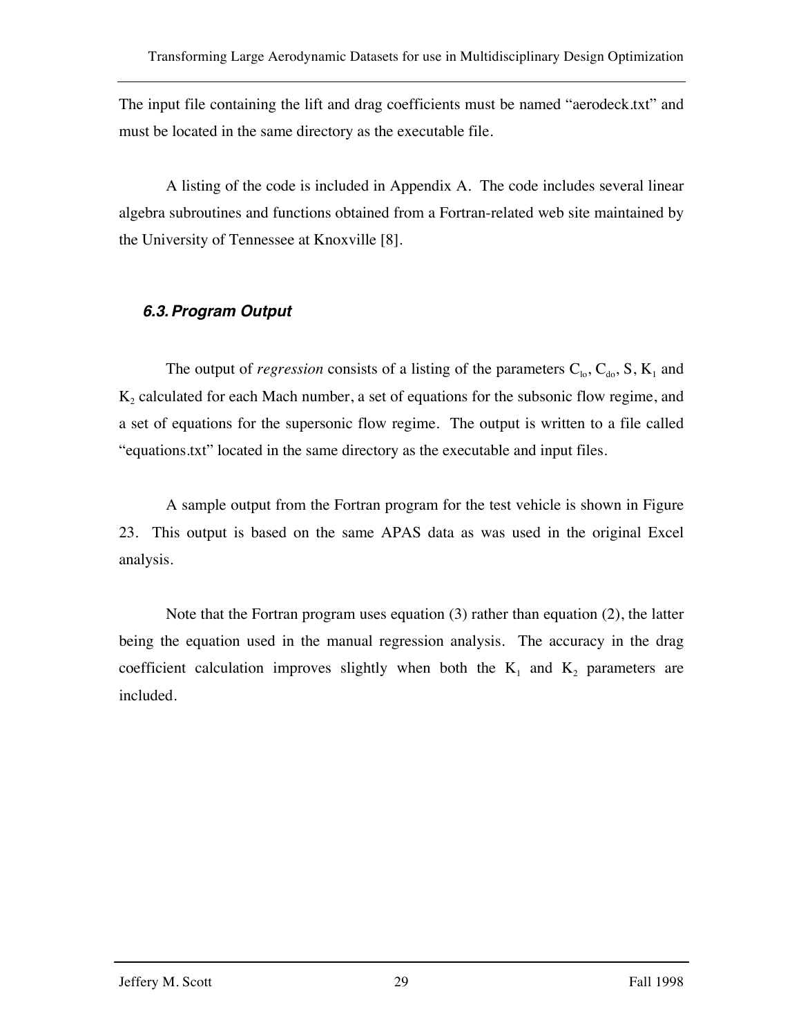The input file containing the lift and drag coefficients must be named “aerodeck.txt” and must be located in the same directory as the executable file.

A listing of the code is included in Appendix A. The code includes several linear algebra subroutines and functions obtained from a Fortran-related web site maintained by the University of Tennessee at Knoxville [8].

### *6.3. Program Output*

The output of *regression* consists of a listing of the parameters $C_{lo}$, $C_{do}$, S, $K_1$ and $K_2$ calculated for each Mach number, a set of equations for the subsonic flow regime, and a set of equations for the supersonic flow regime. The output is written to a file called “equations.txt” located in the same directory as the executable and input files.

A sample output from the Fortran program for the test vehicle is shown in Figure 23. This output is based on the same APAS data as was used in the original Excel analysis.

Note that the Fortran program uses equation (3) rather than equation (2), the latter being the equation used in the manual regression analysis. The accuracy in the drag coefficient calculation improves slightly when both the $K_1$ and $K_2$ parameters are included.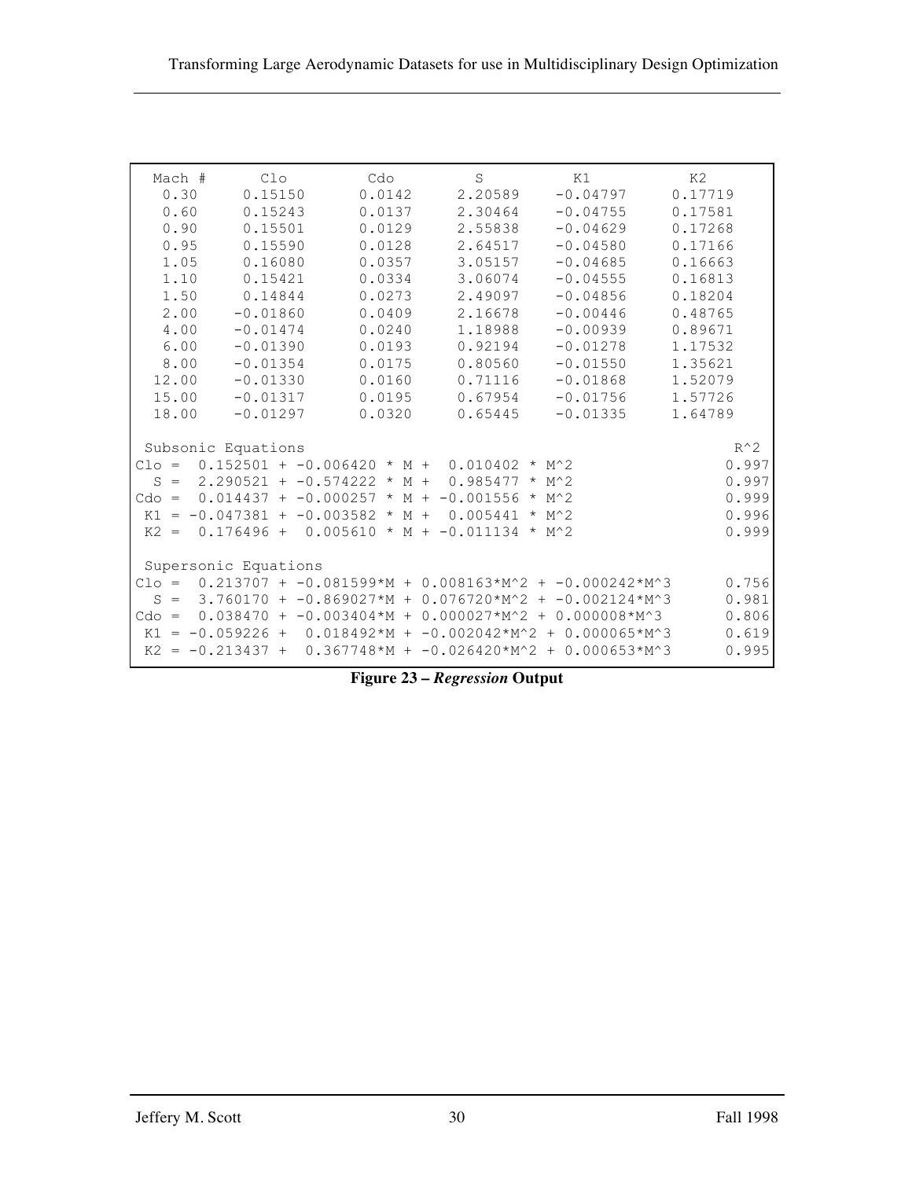| Mach # | Clo | Cdo | S | K1 | K2 |
|---|---|---|---|---|---|
| 0.30 | 0.15150 | 0.0142 | 2.20589 | -0.04797 | 0.17719 |
| 0.60 | 0.15243 | 0.0137 | 2.30464 | -0.04755 | 0.17581 |
| 0.90 | 0.15501 | 0.0129 | 2.55838 | -0.04629 | 0.17268 |
| 0.95 | 0.15590 | 0.0128 | 2.64517 | -0.04580 | 0.17166 |
| 1.05 | 0.16080 | 0.0357 | 3.05157 | -0.04685 | 0.16663 |
| 1.10 | 0.15421 | 0.0334 | 3.06074 | -0.04555 | 0.16813 |
| 1.50 | 0.14844 | 0.0273 | 2.49097 | -0.04856 | 0.18204 |
| 2.00 | -0.01860 | 0.0409 | 2.16678 | -0.00446 | 0.48765 |
| 4.00 | -0.01474 | 0.0240 | 1.18988 | -0.00939 | 0.89671 |
| 6.00 | -0.01390 | 0.0193 | 0.92194 | -0.01278 | 1.17532 |
| 8.00 | -0.01354 | 0.0175 | 0.80560 | -0.01550 | 1.35621 |
| 12.00 | -0.01330 | 0.0160 | 0.71116 | -0.01868 | 1.52079 |
| 15.00 | -0.01317 | 0.0195 | 0.67954 | -0.01756 | 1.57726 |
| 18.00 | -0.01297 | 0.0320 | 0.65445 | -0.01335 | 1.64789 |

```
 Subsonic Equations                                              R^2
Clo =  0.152501 + -0.006420 * M +  0.010402 * M^2               0.997
  S =  2.290521 + -0.574222 * M +  0.985477 * M^2               0.997
Cdo =  0.014437 + -0.000257 * M + -0.001556 * M^2               0.999
 K1 = -0.047381 + -0.003582 * M +  0.005441 * M^2               0.996
 K2 =  0.176496 +  0.005610 * M + -0.011134 * M^2               0.999

 Supersonic Equations
Clo =  0.213707 + -0.081599*M + 0.008163*M^2 + -0.000242*M^3    0.756
  S =  3.760170 + -0.869027*M + 0.076720*M^2 + -0.002124*M^3    0.981
Cdo =  0.038470 + -0.003404*M + 0.000027*M^2 + 0.000008*M^3     0.806
 K1 = -0.059226 +  0.018492*M + -0.002042*M^2 + 0.000065*M^3    0.619
 K2 = -0.213437 +  0.367748*M + -0.026420*M^2 + 0.000653*M^3    0.995
```

**Figure 23 – *Regression* Output**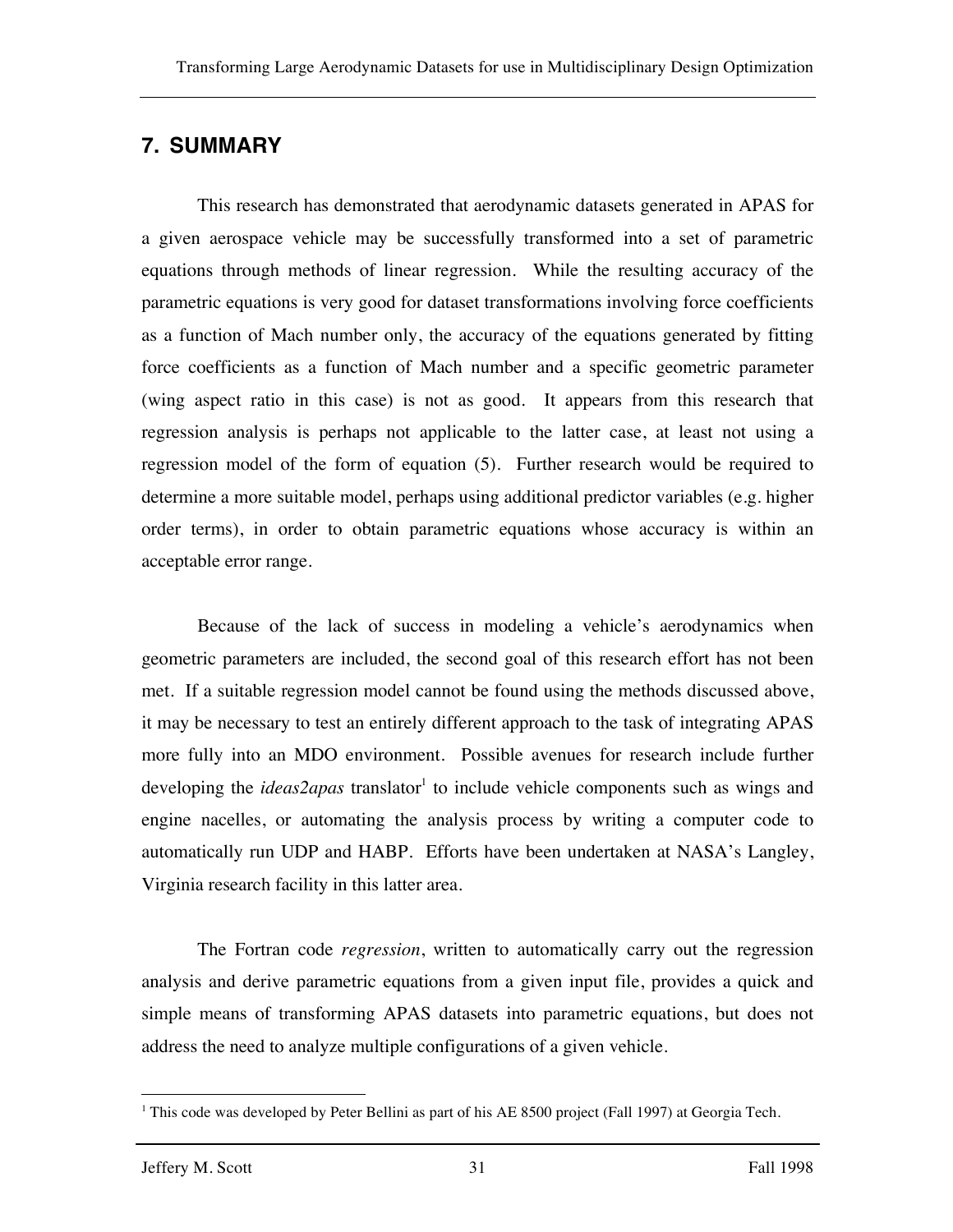## 7. SUMMARY

This research has demonstrated that aerodynamic datasets generated in APAS for a given aerospace vehicle may be successfully transformed into a set of parametric equations through methods of linear regression. While the resulting accuracy of the parametric equations is very good for dataset transformations involving force coefficients as a function of Mach number only, the accuracy of the equations generated by fitting force coefficients as a function of Mach number and a specific geometric parameter (wing aspect ratio in this case) is not as good. It appears from this research that regression analysis is perhaps not applicable to the latter case, at least not using a regression model of the form of equation (5). Further research would be required to determine a more suitable model, perhaps using additional predictor variables (e.g. higher order terms), in order to obtain parametric equations whose accuracy is within an acceptable error range.

Because of the lack of success in modeling a vehicle's aerodynamics when geometric parameters are included, the second goal of this research effort has not been met. If a suitable regression model cannot be found using the methods discussed above, it may be necessary to test an entirely different approach to the task of integrating APAS more fully into an MDO environment. Possible avenues for research include further developing the *ideas2apas* translator[1] to include vehicle components such as wings and engine nacelles, or automating the analysis process by writing a computer code to automatically run UDP and HABP. Efforts have been undertaken at NASA's Langley, Virginia research facility in this latter area.

The Fortran code *regression*, written to automatically carry out the regression analysis and derive parametric equations from a given input file, provides a quick and simple means of transforming APAS datasets into parametric equations, but does not address the need to analyze multiple configurations of a given vehicle.

[1] This code was developed by Peter Bellini as part of his AE 8500 project (Fall 1997) at Georgia Tech.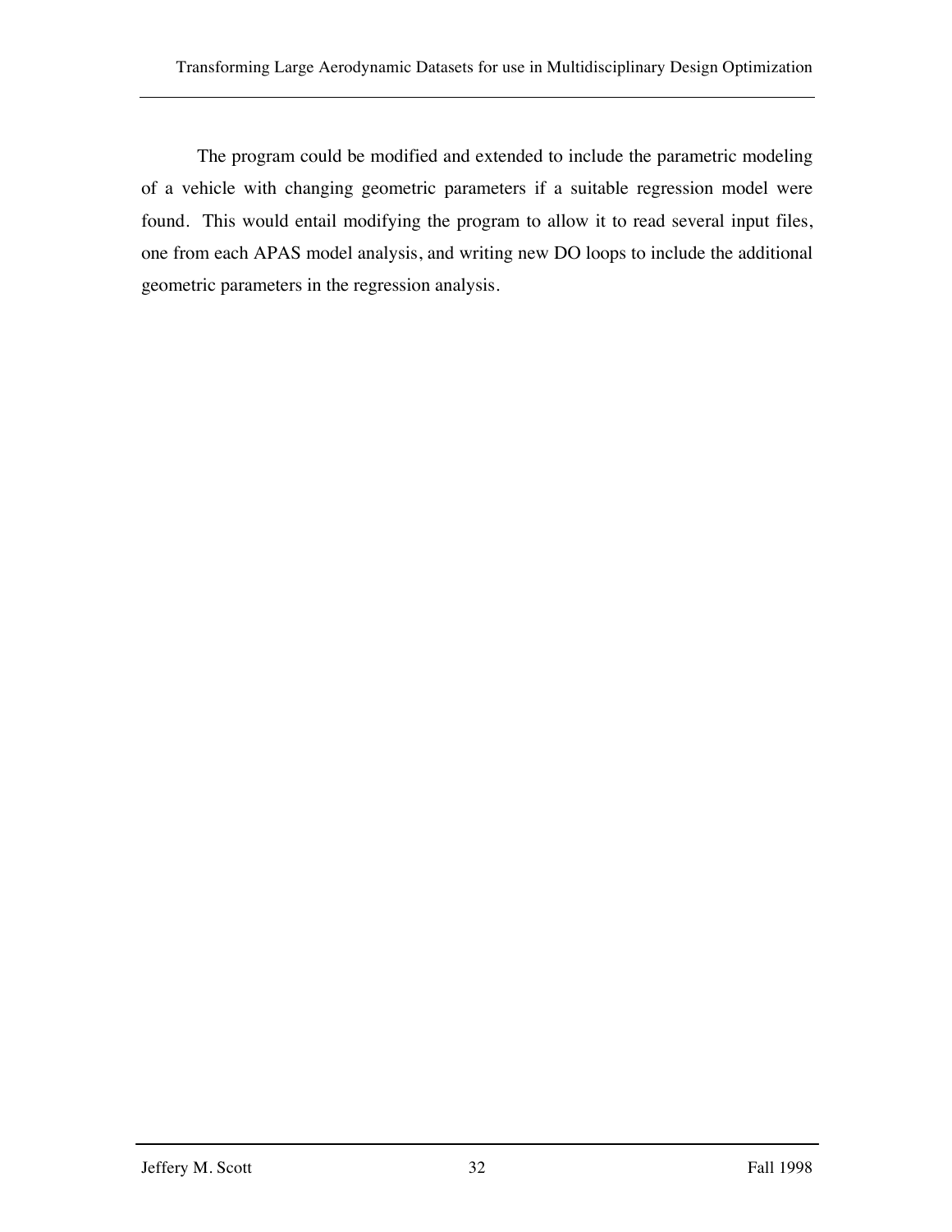The program could be modified and extended to include the parametric modeling of a vehicle with changing geometric parameters if a suitable regression model were found. This would entail modifying the program to allow it to read several input files, one from each APAS model analysis, and writing new DO loops to include the additional geometric parameters in the regression analysis.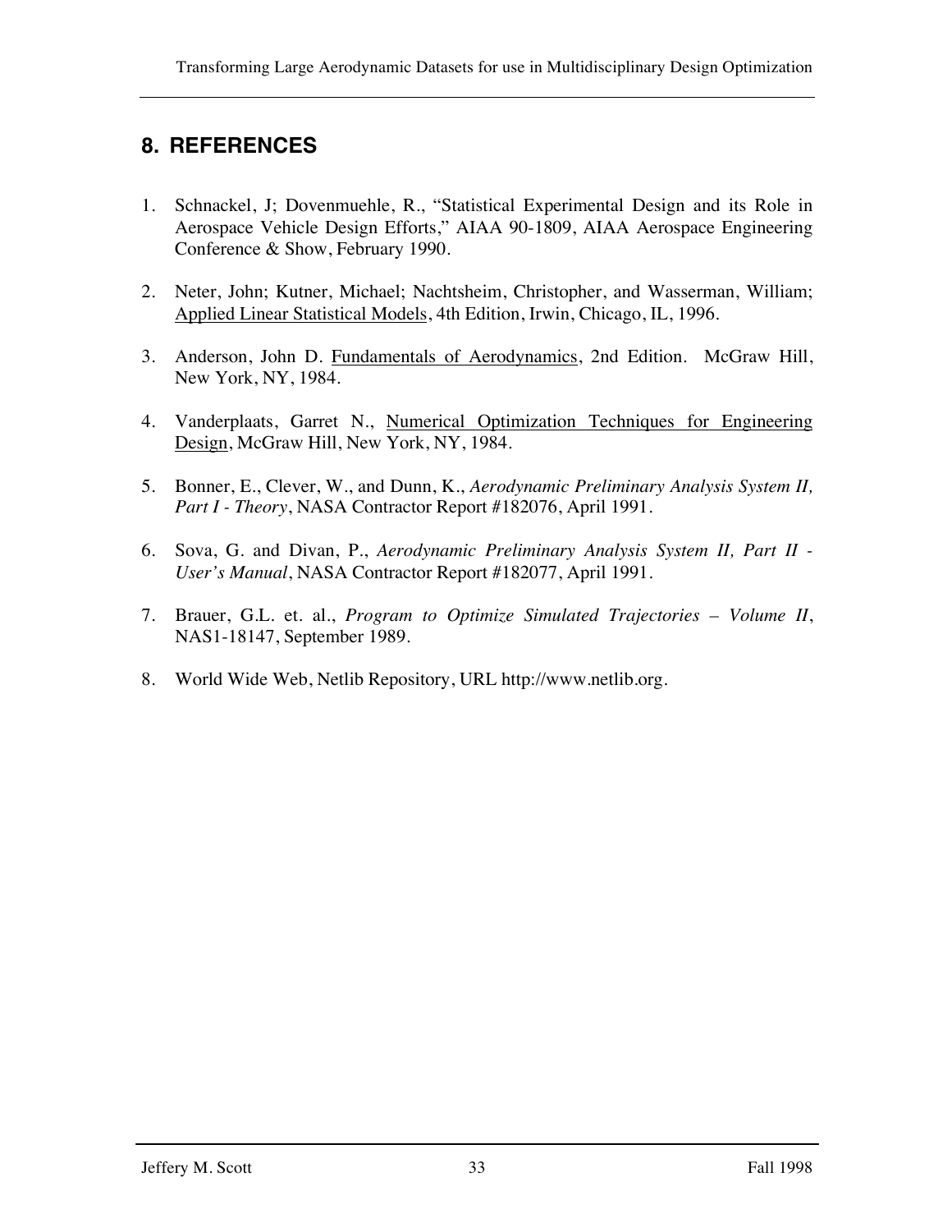## 8. REFERENCES

1. Schnackel, J; Dovenmuehle, R., "Statistical Experimental Design and its Role in Aerospace Vehicle Design Efforts," AIAA 90-1809, AIAA Aerospace Engineering Conference & Show, February 1990.

2. Neter, John; Kutner, Michael; Nachtsheim, Christopher, and Wasserman, William; <u>Applied Linear Statistical Models</u>, 4th Edition, Irwin, Chicago, IL, 1996.

3. Anderson, John D. <u>Fundamentals of Aerodynamics</u>, 2nd Edition. McGraw Hill, New York, NY, 1984.

4. Vanderplaats, Garret N., <u>Numerical Optimization Techniques for Engineering Design</u>, McGraw Hill, New York, NY, 1984.

5. Bonner, E., Clever, W., and Dunn, K., *Aerodynamic Preliminary Analysis System II, Part I - Theory*, NASA Contractor Report #182076, April 1991.

6. Sova, G. and Divan, P., *Aerodynamic Preliminary Analysis System II, Part II - User's Manual*, NASA Contractor Report #182077, April 1991.

7. Brauer, G.L. et. al., *Program to Optimize Simulated Trajectories – Volume II*, NAS1-18147, September 1989.

8. World Wide Web, Netlib Repository, URL http://www.netlib.org.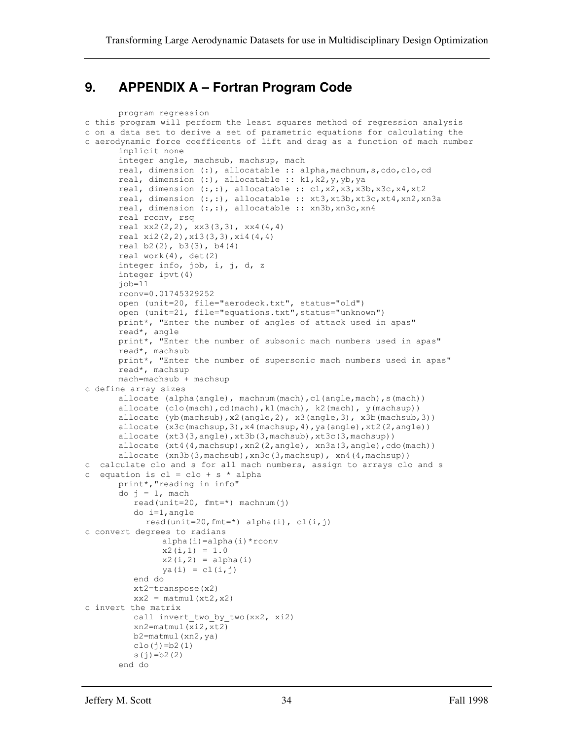# 9. APPENDIX A – Fortran Program Code

```
      program regression
c this program will perform the least squares method of regression analysis
c on a data set to derive a set of parametric equations for calculating the
c aerodynamic force coefficents of lift and drag as a function of mach number
      implicit none
      integer angle, machsub, machsup, mach
      real, dimension (:), allocatable :: alpha,machnum,s,cdo,clo,cd
      real, dimension (:), allocatable :: k1,k2,y,yb,ya
      real, dimension (:,:), allocatable :: cl,x2,x3,x3b,x3c,x4,xt2
      real, dimension (:,:), allocatable :: xt3,xt3b,xt3c,xt4,xn2,xn3a
      real, dimension (:,:), allocatable :: xn3b,xn3c,xn4
      real rconv, rsq
      real xx2(2,2), xx3(3,3), xx4(4,4)
      real xi2(2,2),xi3(3,3),xi4(4,4)
      real b2(2), b3(3), b4(4)
      real work(4), det(2)
      integer info, job, i, j, d, z
      integer ipvt(4)
      job=11
      rconv=0.01745329252
      open (unit=20, file="aerodeck.txt", status="old")
      open (unit=21, file="equations.txt",status="unknown")
      print*, "Enter the number of angles of attack used in apas"
      read*, angle
      print*, "Enter the number of subsonic mach numbers used in apas"
      read*, machsub
      print*, "Enter the number of supersonic mach numbers used in apas"
      read*, machsup
      mach=machsub + machsup
c define array sizes
      allocate (alpha(angle), machnum(mach),cl(angle,mach),s(mach))
      allocate (clo(mach),cd(mach),k1(mach), k2(mach), y(machsup))
      allocate (yb(machsub),x2(angle,2), x3(angle,3), x3b(machsub,3))
      allocate (x3c(machsup,3),x4(machsup,4),ya(angle),xt2(2,angle))
      allocate (xt3(3,angle),xt3b(3,machsub),xt3c(3,machsup))
      allocate (xt4(4,machsup),xn2(2,angle), xn3a(3,angle),cdo(mach))
      allocate (xn3b(3,machsub),xn3c(3,machsup), xn4(4,machsup))
c  calculate clo and s for all mach numbers, assign to arrays clo and s
c  equation is cl = clo + s * alpha
      print*,"reading in info"
      do j = 1, mach
         read(unit=20, fmt=*) machnum(j)
         do i=1,angle
            read(unit=20,fmt=*) alpha(i), cl(i,j)
c convert degrees to radians
               alpha(i)=alpha(i)*rconv
               x2(i,1) = 1.0
               x2(i,2) = alpha(i)
               ya(i) = cl(i,j)
         end do
         xt2=transpose(x2)
         xx2 = matmul(xt2,x2)
c invert the matrix
         call invert_two_by_two(xx2, xi2)
         xn2=matmul(xi2,xt2)
         b2=matmul(xn2,ya)
         clo(j)=b2(1)
         s(j)=b2(2)
      end do
```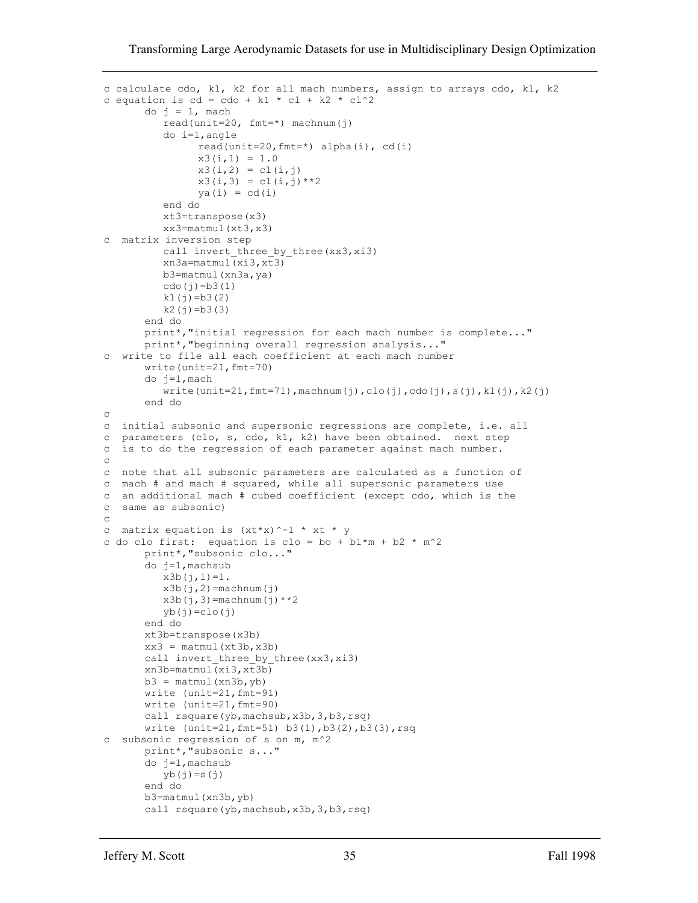```
c calculate cdo, k1, k2 for all mach numbers, assign to arrays cdo, k1, k2
c equation is cd = cdo + k1 * cl + k2 * cl^2
      do j = 1, mach
         read(unit=20, fmt=*) machnum(j)
         do i=1,angle
               read(unit=20,fmt=*) alpha(i), cd(i)
               x3(i,1) = 1.0
               x3(i,2) = cl(i,j)
               x3(i,3) = cl(i,j)**2
               ya(i) = cd(i)
         end do
         xt3=transpose(x3)
         xx3=matmul(xt3,x3)
c  matrix inversion step
         call invert_three_by_three(xx3,xi3)
         xn3a=matmul(xi3,xt3)
         b3=matmul(xn3a,ya)
         cdo(j)=b3(1)
         k1(j)=b3(2)
         k2(j)=b3(3)
      end do
      print*,"initial regression for each mach number is complete..."
      print*,"beginning overall regression analysis..."
c  write to file all each coefficient at each mach number
      write(unit=21,fmt=70)
      do j=1,mach
         write(unit=21,fmt=71),machnum(j),clo(j),cdo(j),s(j),k1(j),k2(j)
      end do
c
c  initial subsonic and supersonic regressions are complete, i.e. all
c  parameters (clo, s, cdo, k1, k2) have been obtained.  next step
c  is to do the regression of each parameter against mach number.
c
c  note that all subsonic parameters are calculated as a function of
c  mach # and mach # squared, while all supersonic parameters use
c  an additional mach # cubed coefficient (except cdo, which is the
c  same as subsonic)
c
c  matrix equation is (xt*x)^-1 * xt * y
c do clo first:  equation is clo = bo + b1*m + b2 * m^2
      print*,"subsonic clo..."
      do j=1,machsub
         x3b(j,1)=1.
         x3b(j,2)=machnum(j)
         x3b(j,3)=machnum(j)**2
         yb(j)=clo(j)
      end do
      xt3b=transpose(x3b)
      xx3 = matmul(xt3b,x3b)
      call invert_three_by_three(xx3,xi3)
      xn3b=matmul(xi3,xt3b)
      b3 = matmul(xn3b,yb)
      write (unit=21,fmt=91)
      write (unit=21,fmt=90)
      call rsquare(yb,machsub,x3b,3,b3,rsq)
      write (unit=21,fmt=51) b3(1),b3(2),b3(3),rsq
c  subsonic regression of s on m, m^2
      print*,"subsonic s..."
      do j=1,machsub
         yb(j)=s(j)
      end do
      b3=matmul(xn3b,yb)
      call rsquare(yb,machsub,x3b,3,b3,rsq)
```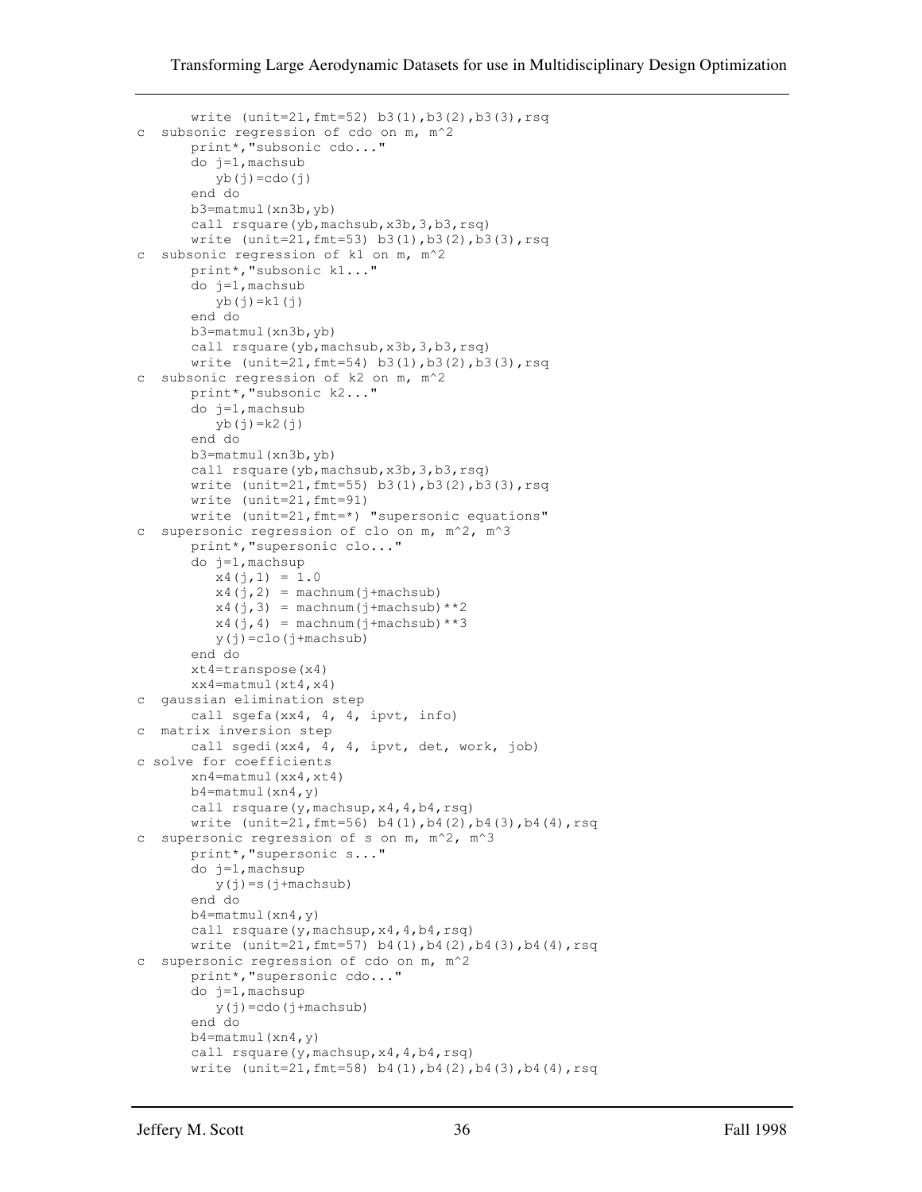```
      write (unit=21,fmt=52) b3(1),b3(2),b3(3),rsq
c  subsonic regression of cdo on m, m^2
      print*,"subsonic cdo..."
      do j=1,machsub
         yb(j)=cdo(j)
      end do
      b3=matmul(xn3b,yb)
      call rsquare(yb,machsub,x3b,3,b3,rsq)
      write (unit=21,fmt=53) b3(1),b3(2),b3(3),rsq
c  subsonic regression of k1 on m, m^2
      print*,"subsonic k1..."
      do j=1,machsub
         yb(j)=k1(j)
      end do
      b3=matmul(xn3b,yb)
      call rsquare(yb,machsub,x3b,3,b3,rsq)
      write (unit=21,fmt=54) b3(1),b3(2),b3(3),rsq
c  subsonic regression of k2 on m, m^2
      print*,"subsonic k2..."
      do j=1,machsub
         yb(j)=k2(j)
      end do
      b3=matmul(xn3b,yb)
      call rsquare(yb,machsub,x3b,3,b3,rsq)
      write (unit=21,fmt=55) b3(1),b3(2),b3(3),rsq
      write (unit=21,fmt=91)
      write (unit=21,fmt=*) "supersonic equations"
c  supersonic regression of clo on m, m^2, m^3
      print*,"supersonic clo..."
      do j=1,machsup
         x4(j,1) = 1.0
         x4(j,2) = machnum(j+machsub)
         x4(j,3) = machnum(j+machsub)**2
         x4(j,4) = machnum(j+machsub)**3
         y(j)=clo(j+machsub)
      end do
      xt4=transpose(x4)
      xx4=matmul(xt4,x4)
c  gaussian elimination step
      call sgefa(xx4, 4, 4, ipvt, info)
c  matrix inversion step
      call sgedi(xx4, 4, 4, ipvt, det, work, job)
c solve for coefficients
      xn4=matmul(xx4,xt4)
      b4=matmul(xn4,y)
      call rsquare(y,machsup,x4,4,b4,rsq)
      write (unit=21,fmt=56) b4(1),b4(2),b4(3),b4(4),rsq
c  supersonic regression of s on m, m^2, m^3
      print*,"supersonic s..."
      do j=1,machsup
         y(j)=s(j+machsub)
      end do
      b4=matmul(xn4,y)
      call rsquare(y,machsup,x4,4,b4,rsq)
      write (unit=21,fmt=57) b4(1),b4(2),b4(3),b4(4),rsq
c  supersonic regression of cdo on m, m^2
      print*,"supersonic cdo..."
      do j=1,machsup
         y(j)=cdo(j+machsub)
      end do
      b4=matmul(xn4,y)
      call rsquare(y,machsup,x4,4,b4,rsq)
      write (unit=21,fmt=58) b4(1),b4(2),b4(3),b4(4),rsq
```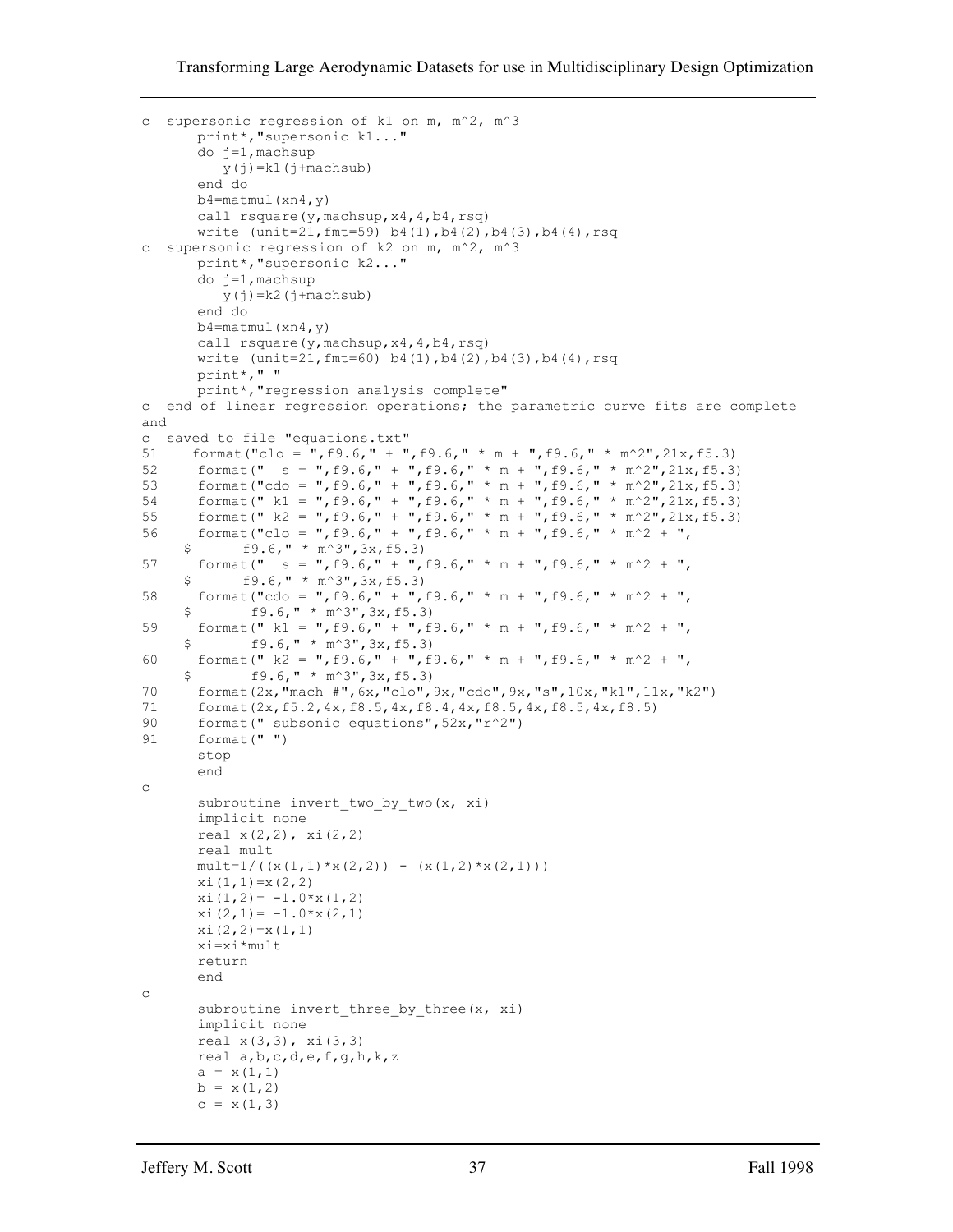```
c  supersonic regression of k1 on m, m^2, m^3
       print*,"supersonic k1..."
       do j=1,machsup
          y(j)=k1(j+machsub)
       end do
       b4=matmul(xn4,y)
       call rsquare(y,machsup,x4,4,b4,rsq)
       write (unit=21,fmt=59) b4(1),b4(2),b4(3),b4(4),rsq
c  supersonic regression of k2 on m, m^2, m^3
       print*,"supersonic k2..."
       do j=1,machsup
          y(j)=k2(j+machsub)
       end do
       b4=matmul(xn4,y)
       call rsquare(y,machsup,x4,4,b4,rsq)
       write (unit=21,fmt=60) b4(1),b4(2),b4(3),b4(4),rsq
       print*," "
       print*,"regression analysis complete"
c  end of linear regression operations; the parametric curve fits are complete
and
c  saved to file "equations.txt"
51     format("clo = ",f9.6," + ",f9.6," * m + ",f9.6," * m^2",21x,f5.3)
52      format("  s = ",f9.6," + ",f9.6," * m + ",f9.6," * m^2",21x,f5.3)
53      format("cdo = ",f9.6," + ",f9.6," * m + ",f9.6," * m^2",21x,f5.3)
54      format(" k1 = ",f9.6," + ",f9.6," * m + ",f9.6," * m^2",21x,f5.3)
55      format(" k2 = ",f9.6," + ",f9.6," * m + ",f9.6," * m^2",21x,f5.3)
56      format("clo = ",f9.6," + ",f9.6," * m + ",f9.6," * m^2 + ",
     $       f9.6," * m^3",3x,f5.3)
57      format("  s = ",f9.6," + ",f9.6," * m + ",f9.6," * m^2 + ",
     $       f9.6," * m^3",3x,f5.3)
58      format("cdo = ",f9.6," + ",f9.6," * m + ",f9.6," * m^2 + ",
     $        f9.6," * m^3",3x,f5.3)
59      format(" k1 = ",f9.6," + ",f9.6," * m + ",f9.6," * m^2 + ",
     $        f9.6," * m^3",3x,f5.3)
60      format(" k2 = ",f9.6," + ",f9.6," * m + ",f9.6," * m^2 + ",
     $        f9.6," * m^3",3x,f5.3)
70      format(2x,"mach #",6x,"clo",9x,"cdo",9x,"s",10x,"k1",11x,"k2")
71      format(2x,f5.2,4x,f8.5,4x,f8.4,4x,f8.5,4x,f8.5,4x,f8.5)
90      format(" subsonic equations",52x,"r^2")
91      format(" ")
       stop
       end
c
       subroutine invert_two_by_two(x, xi)
       implicit none
       real x(2,2), xi(2,2)
       real mult
       mult=1/((x(1,1)*x(2,2)) - (x(1,2)*x(2,1)))
       xi(1,1)=x(2,2)
       xi(1,2)= -1.0*x(1,2)
       xi(2,1)= -1.0*x(2,1)
       xi(2,2)=x(1,1)
       xi=xi*mult
       return
       end
c
       subroutine invert_three_by_three(x, xi)
       implicit none
       real x(3,3), xi(3,3)
       real a,b,c,d,e,f,g,h,k,z
       a = x(1,1)
       b = x(1,2)
       c = x(1,3)
```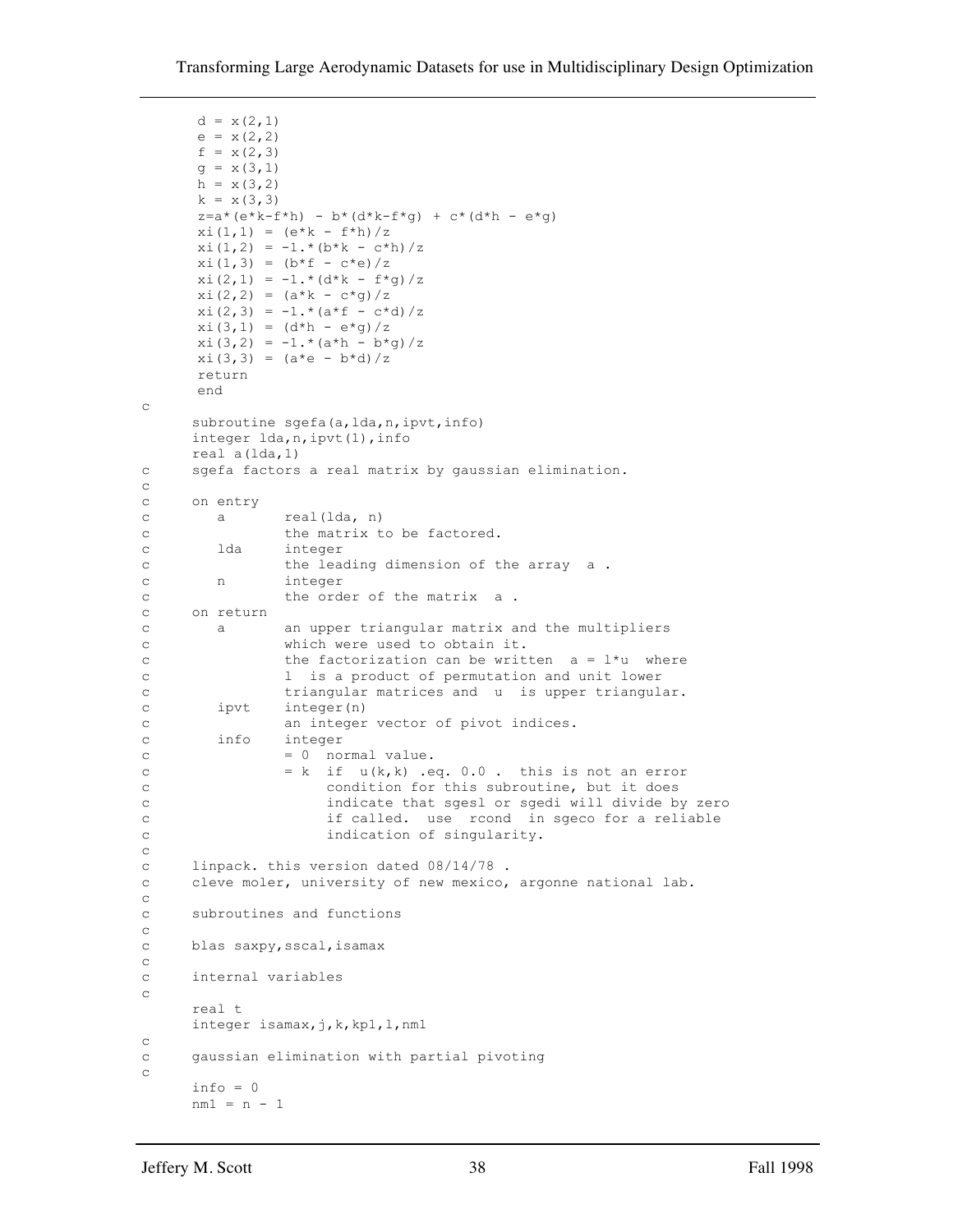```
      d = x(2,1)
      e = x(2,2)
      f = x(2,3)
      g = x(3,1)
      h = x(3,2)
      k = x(3,3)
      z=a*(e*k-f*h) - b*(d*k-f*g) + c*(d*h - e*g)
      xi(1,1) = (e*k - f*h)/z
      xi(1,2) = -1.*(b*k - c*h)/z
      xi(1,3) = (b*f - c*e)/z
      xi(2,1) = -1.*(d*k - f*g)/z
      xi(2,2) = (a*k - c*g)/z
      xi(2,3) = -1.*(a*f - c*d)/z
      xi(3,1) = (d*h - e*g)/z
      xi(3,2) = -1.*(a*h - b*g)/z
      xi(3,3) = (a*e - b*d)/z
      return
      end
c
      subroutine sgefa(a,lda,n,ipvt,info)
      integer lda,n,ipvt(1),info
      real a(lda,1)
c     sgefa factors a real matrix by gaussian elimination.
c
c     on entry
c        a       real(lda, n)
c                the matrix to be factored.
c        lda     integer
c                the leading dimension of the array  a .
c        n       integer
c                the order of the matrix  a .
c     on return
c        a       an upper triangular matrix and the multipliers
c                which were used to obtain it.
c                the factorization can be written  a = l*u  where
c                l  is a product of permutation and unit lower
c                triangular matrices and  u  is upper triangular.
c        ipvt    integer(n)
c                an integer vector of pivot indices.
c        info    integer
c                = 0  normal value.
c                = k  if  u(k,k) .eq. 0.0 .  this is not an error
c                     condition for this subroutine, but it does
c                     indicate that sgesl or sgedi will divide by zero
c                     if called.  use  rcond  in sgeco for a reliable
c                     indication of singularity.
c
c     linpack. this version dated 08/14/78 .
c     cleve moler, university of new mexico, argonne national lab.
c
c     subroutines and functions
c
c     blas saxpy,sscal,isamax
c
c     internal variables
c
      real t
      integer isamax,j,k,kp1,l,nm1
c
c     gaussian elimination with partial pivoting
c
      info = 0
      nm1 = n - 1
```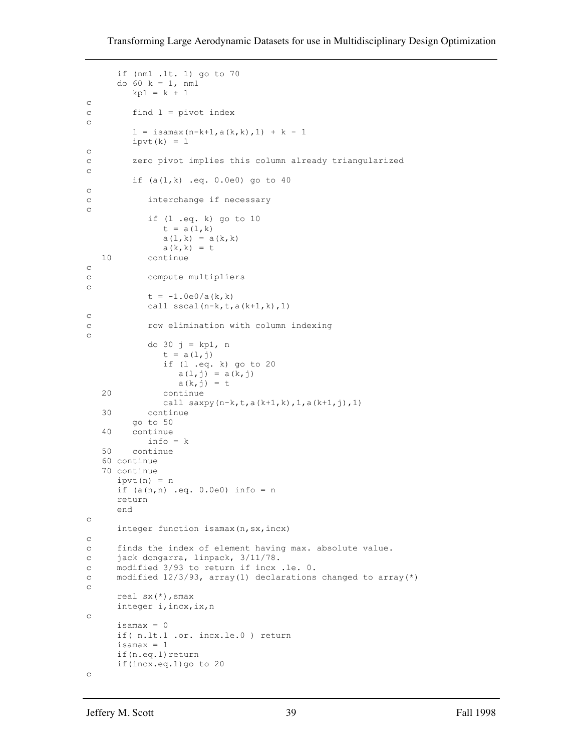```
      if (nm1 .lt. 1) go to 70
      do 60 k = 1, nm1
         kp1 = k + 1
c
c        find l = pivot index
c
         l = isamax(n-k+1,a(k,k),1) + k - 1
         ipvt(k) = l
c
c        zero pivot implies this column already triangularized
c
         if (a(l,k) .eq. 0.0e0) go to 40
c
c           interchange if necessary
c
            if (l .eq. k) go to 10
               t = a(l,k)
               a(l,k) = a(k,k)
               a(k,k) = t
   10       continue
c
c           compute multipliers
c
            t = -1.0e0/a(k,k)
            call sscal(n-k,t,a(k+1,k),1)
c
c           row elimination with column indexing
c
            do 30 j = kp1, n
               t = a(l,j)
               if (l .eq. k) go to 20
                  a(l,j) = a(k,j)
                  a(k,j) = t
   20          continue
               call saxpy(n-k,t,a(k+1,k),1,a(k+1,j),1)
   30       continue
         go to 50
   40    continue
            info = k
   50    continue
   60 continue
   70 continue
      ipvt(n) = n
      if (a(n,n) .eq. 0.0e0) info = n
      return
      end
c
      integer function isamax(n,sx,incx)
c
c     finds the index of element having max. absolute value.
c     jack dongarra, linpack, 3/11/78.
c     modified 3/93 to return if incx .le. 0.
c     modified 12/3/93, array(1) declarations changed to array(*)
c
      real sx(*),smax
      integer i,incx,ix,n
c
      isamax = 0
      if( n.lt.1 .or. incx.le.0 ) return
      isamax = 1
      if(n.eq.1)return
      if(incx.eq.1)go to 20
c
```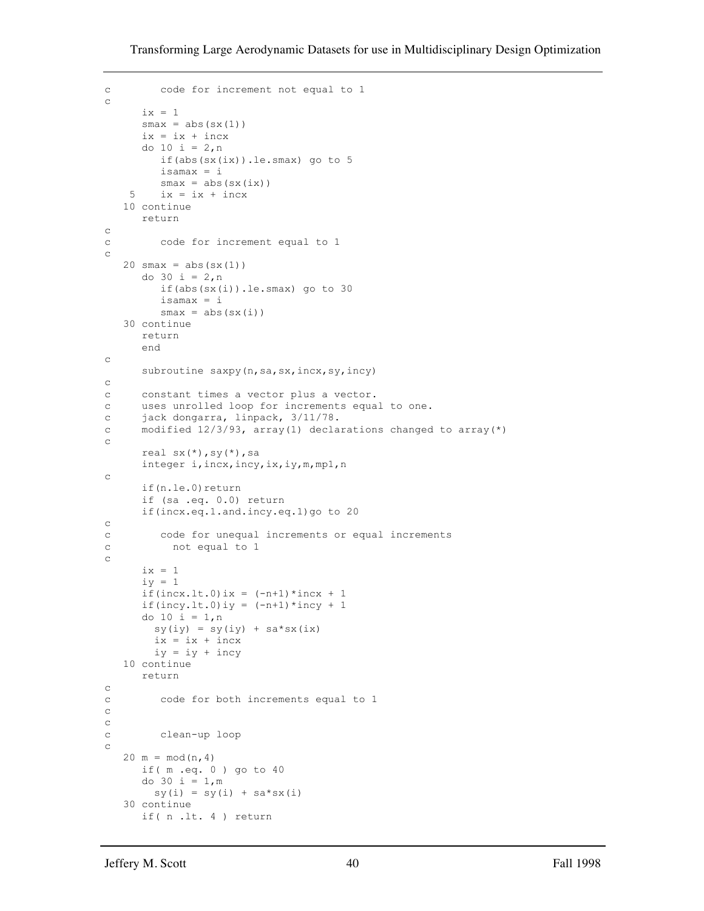```
c        code for increment not equal to 1
c
      ix = 1
      smax = abs(sx(1))
      ix = ix + incx
      do 10 i = 2,n
         if(abs(sx(ix)).le.smax) go to 5
         isamax = i
         smax = abs(sx(ix))
    5    ix = ix + incx
   10 continue
      return
c
c        code for increment equal to 1
c
   20 smax = abs(sx(1))
      do 30 i = 2,n
         if(abs(sx(i)).le.smax) go to 30
         isamax = i
         smax = abs(sx(i))
   30 continue
      return
      end
c
      subroutine saxpy(n,sa,sx,incx,sy,incy)
c
c     constant times a vector plus a vector.
c     uses unrolled loop for increments equal to one.
c     jack dongarra, linpack, 3/11/78.
c     modified 12/3/93, array(1) declarations changed to array(*)
c
      real sx(*),sy(*),sa
      integer i,incx,incy,ix,iy,m,mp1,n
c
      if(n.le.0)return
      if (sa .eq. 0.0) return
      if(incx.eq.1.and.incy.eq.1)go to 20
c
c        code for unequal increments or equal increments
c          not equal to 1
c
      ix = 1
      iy = 1
      if(incx.lt.0)ix = (-n+1)*incx + 1
      if(incy.lt.0)iy = (-n+1)*incy + 1
      do 10 i = 1,n
        sy(iy) = sy(iy) + sa*sx(ix)
        ix = ix + incx
        iy = iy + incy
   10 continue
      return
c
c        code for both increments equal to 1
c
c
c        clean-up loop
c
   20 m = mod(n,4)
      if( m .eq. 0 ) go to 40
      do 30 i = 1,m
        sy(i) = sy(i) + sa*sx(i)
   30 continue
      if( n .lt. 4 ) return
```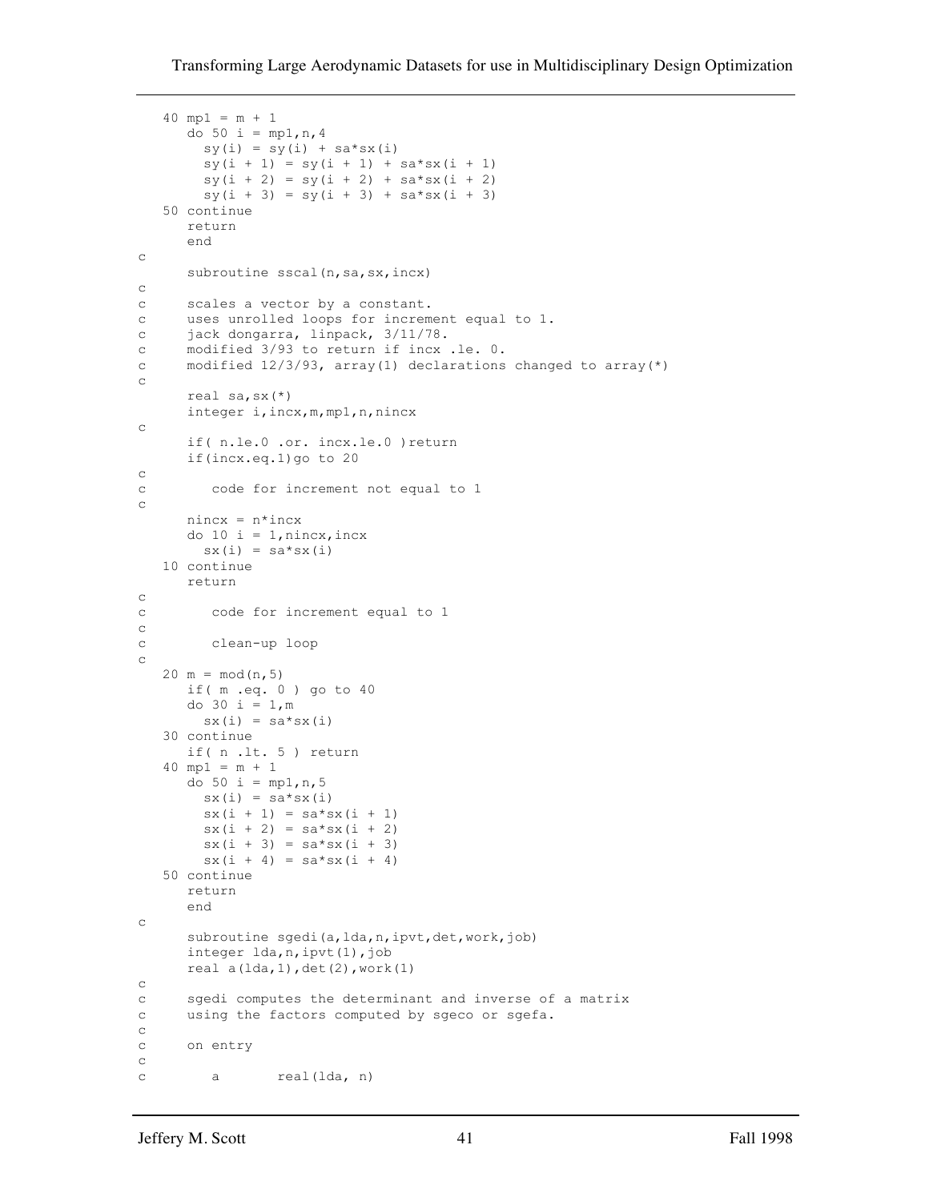```
   40 mp1 = m + 1
      do 50 i = mp1,n,4
        sy(i) = sy(i) + sa*sx(i)
        sy(i + 1) = sy(i + 1) + sa*sx(i + 1)
        sy(i + 2) = sy(i + 2) + sa*sx(i + 2)
        sy(i + 3) = sy(i + 3) + sa*sx(i + 3)
   50 continue
      return
      end
c
      subroutine sscal(n,sa,sx,incx)
c
c     scales a vector by a constant.
c     uses unrolled loops for increment equal to 1.
c     jack dongarra, linpack, 3/11/78.
c     modified 3/93 to return if incx .le. 0.
c     modified 12/3/93, array(1) declarations changed to array(*)
c
      real sa,sx(*)
      integer i,incx,m,mp1,n,nincx
c
      if( n.le.0 .or. incx.le.0 )return
      if(incx.eq.1)go to 20
c
c        code for increment not equal to 1
c
      nincx = n*incx
      do 10 i = 1,nincx,incx
        sx(i) = sa*sx(i)
   10 continue
      return
c
c        code for increment equal to 1
c
c
c        clean-up loop
c
   20 m = mod(n,5)
      if( m .eq. 0 ) go to 40
      do 30 i = 1,m
        sx(i) = sa*sx(i)
   30 continue
      if( n .lt. 5 ) return
   40 mp1 = m + 1
      do 50 i = mp1,n,5
        sx(i) = sa*sx(i)
        sx(i + 1) = sa*sx(i + 1)
        sx(i + 2) = sa*sx(i + 2)
        sx(i + 3) = sa*sx(i + 3)
        sx(i + 4) = sa*sx(i + 4)
   50 continue
      return
      end
c
      subroutine sgedi(a,lda,n,ipvt,det,work,job)
      integer lda,n,ipvt(1),job
      real a(lda,1),det(2),work(1)
c
c     sgedi computes the determinant and inverse of a matrix
c     using the factors computed by sgeco or sgefa.
c
c     on entry
c
c        a       real(lda, n)
```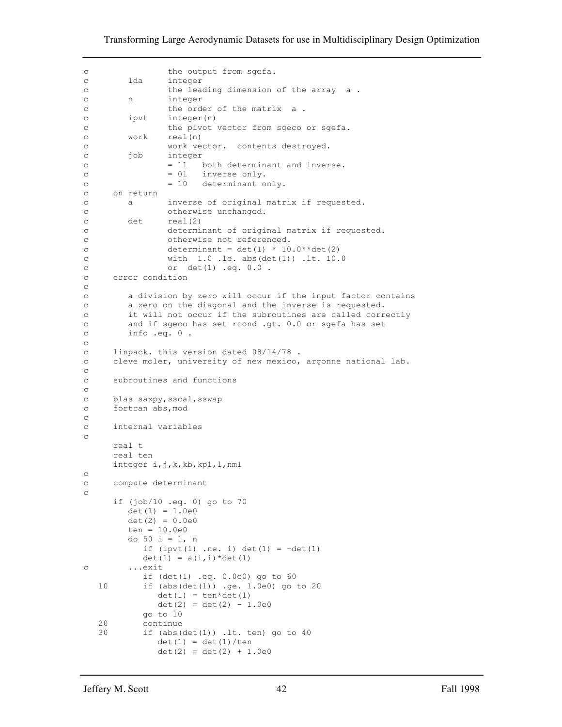```
c                the output from sgefa.
c        lda     integer
c                the leading dimension of the array  a .
c        n       integer
c                the order of the matrix  a .
c        ipvt    integer(n)
c                the pivot vector from sgeco or sgefa.
c        work    real(n)
c                work vector.  contents destroyed.
c        job     integer
c                = 11   both determinant and inverse.
c                = 01   inverse only.
c                = 10   determinant only.
c     on return
c        a       inverse of original matrix if requested.
c                otherwise unchanged.
c        det     real(2)
c                determinant of original matrix if requested.
c                otherwise not referenced.
c                determinant = det(1) * 10.0**det(2)
c                with  1.0 .le. abs(det(1)) .lt. 10.0
c                or  det(1) .eq. 0.0 .
c     error condition
c
c        a division by zero will occur if the input factor contains
c        a zero on the diagonal and the inverse is requested.
c        it will not occur if the subroutines are called correctly
c        and if sgeco has set rcond .gt. 0.0 or sgefa has set
c        info .eq. 0 .
c
c     linpack. this version dated 08/14/78 .
c     cleve moler, university of new mexico, argonne national lab.
c
c     subroutines and functions
c
c     blas saxpy,sscal,sswap
c     fortran abs,mod
c
c     internal variables
c
      real t
      real ten
      integer i,j,k,kb,kp1,l,nm1
c
c     compute determinant
c
      if (job/10 .eq. 0) go to 70
         det(1) = 1.0e0
         det(2) = 0.0e0
         ten = 10.0e0
         do 50 i = 1, n
            if (ipvt(i) .ne. i) det(1) = -det(1)
            det(1) = a(i,i)*det(1)
c        ...exit
            if (det(1) .eq. 0.0e0) go to 60
   10       if (abs(det(1)) .ge. 1.0e0) go to 20
               det(1) = ten*det(1)
               det(2) = det(2) - 1.0e0
            go to 10
   20       continue
   30       if (abs(det(1)) .lt. ten) go to 40
               det(1) = det(1)/ten
               det(2) = det(2) + 1.0e0
```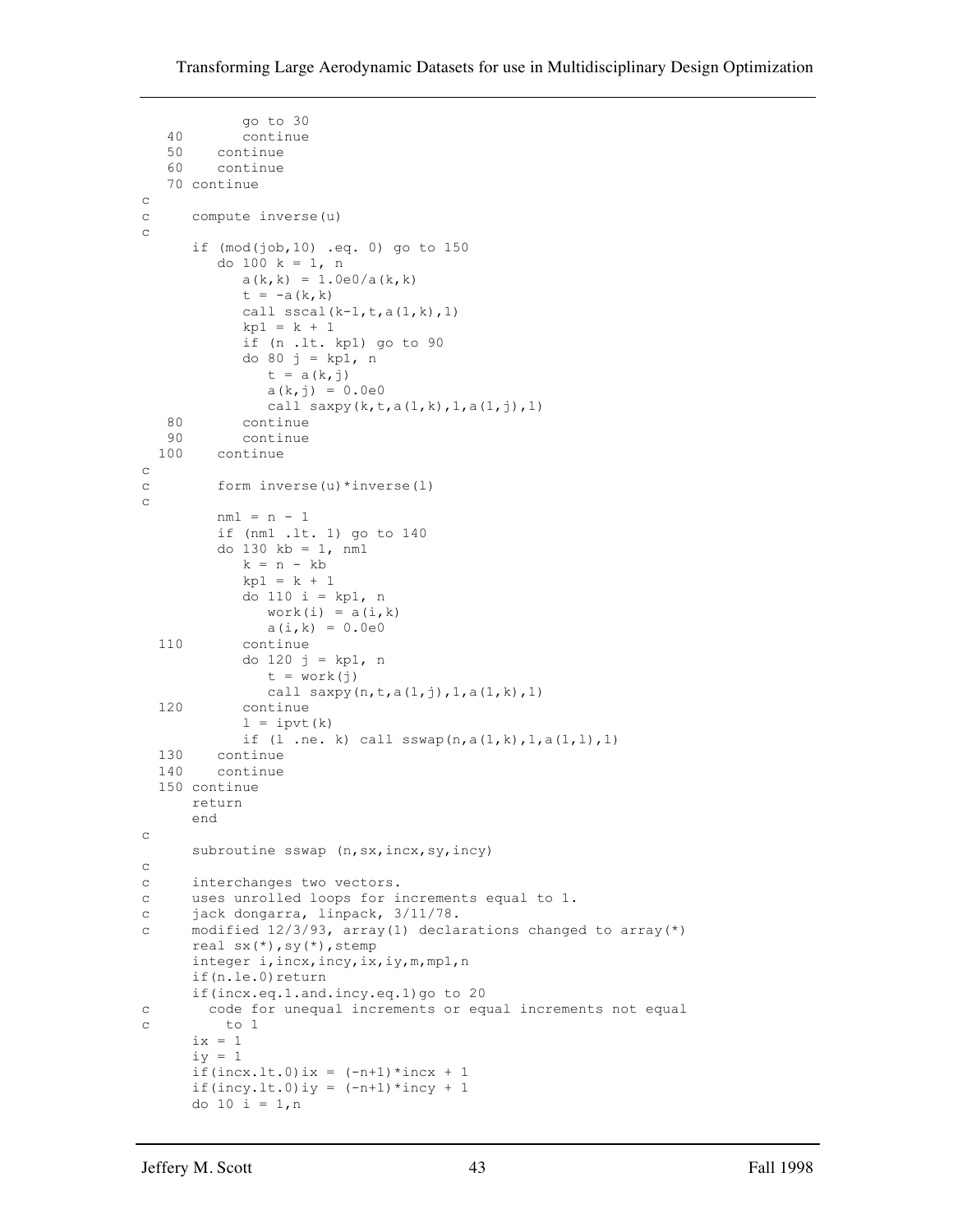```
            go to 30
   40       continue
   50    continue
   60    continue
   70 continue
c
c     compute inverse(u)
c
      if (mod(job,10) .eq. 0) go to 150
         do 100 k = 1, n
            a(k,k) = 1.0e0/a(k,k)
            t = -a(k,k)
            call sscal(k-1,t,a(1,k),1)
            kp1 = k + 1
            if (n .lt. kp1) go to 90
            do 80 j = kp1, n
               t = a(k,j)
               a(k,j) = 0.0e0
               call saxpy(k,t,a(1,k),1,a(1,j),1)
   80       continue
   90       continue
  100    continue
c
c        form inverse(u)*inverse(l)
c
         nm1 = n - 1
         if (nm1 .lt. 1) go to 140
         do 130 kb = 1, nm1
            k = n - kb
            kp1 = k + 1
            do 110 i = kp1, n
               work(i) = a(i,k)
               a(i,k) = 0.0e0
  110       continue
            do 120 j = kp1, n
               t = work(j)
               call saxpy(n,t,a(1,j),1,a(1,k),1)
  120       continue
            l = ipvt(k)
            if (l .ne. k) call sswap(n,a(1,k),1,a(1,l),1)
  130    continue
  140    continue
  150 continue
      return
      end
c
      subroutine sswap (n,sx,incx,sy,incy)
c
c     interchanges two vectors.
c     uses unrolled loops for increments equal to 1.
c     jack dongarra, linpack, 3/11/78.
c     modified 12/3/93, array(1) declarations changed to array(*)
      real sx(*),sy(*),stemp
      integer i,incx,incy,ix,iy,m,mp1,n
      if(n.le.0)return
      if(incx.eq.1.and.incy.eq.1)go to 20
c       code for unequal increments or equal increments not equal
c         to 1
      ix = 1
      iy = 1
      if(incx.lt.0)ix = (-n+1)*incx + 1
      if(incy.lt.0)iy = (-n+1)*incy + 1
      do 10 i = 1,n
```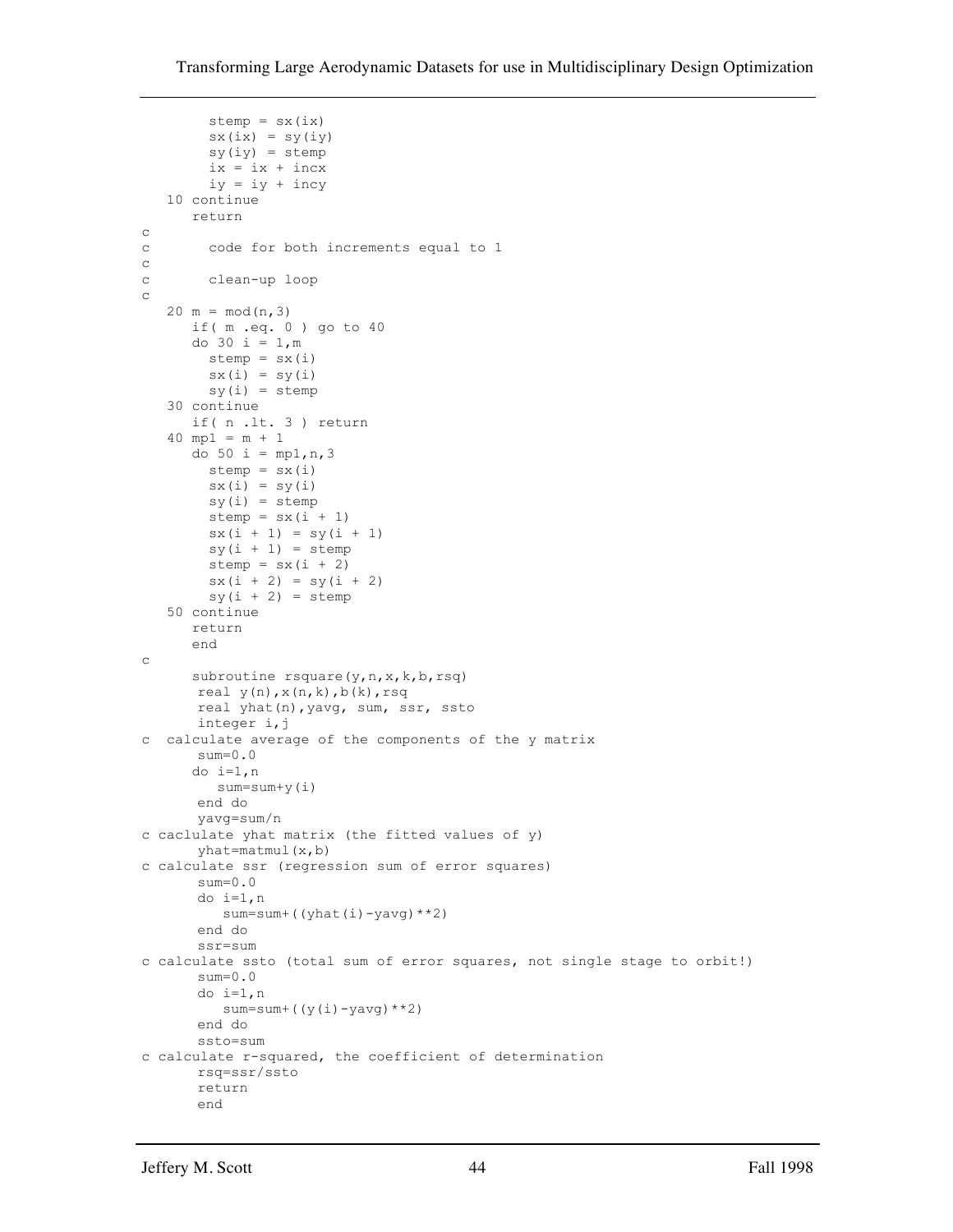```
        stemp = sx(ix)
        sx(ix) = sy(iy)
        sy(iy) = stemp
        ix = ix + incx
        iy = iy + incy
   10 continue
      return
c
c       code for both increments equal to 1
c
c       clean-up loop
c
   20 m = mod(n,3)
      if( m .eq. 0 ) go to 40
      do 30 i = 1,m
        stemp = sx(i)
        sx(i) = sy(i)
        sy(i) = stemp
   30 continue
      if( n .lt. 3 ) return
   40 mp1 = m + 1
      do 50 i = mp1,n,3
        stemp = sx(i)
        sx(i) = sy(i)
        sy(i) = stemp
        stemp = sx(i + 1)
        sx(i + 1) = sy(i + 1)
        sy(i + 1) = stemp
        stemp = sx(i + 2)
        sx(i + 2) = sy(i + 2)
        sy(i + 2) = stemp
   50 continue
      return
      end
c
      subroutine rsquare(y,n,x,k,b,rsq)
       real y(n),x(n,k),b(k),rsq
       real yhat(n),yavg, sum, ssr, ssto
       integer i,j
c  calculate average of the components of the y matrix
       sum=0.0
      do i=1,n
          sum=sum+y(i)
       end do
       yavg=sum/n
c caclulate yhat matrix (the fitted values of y)
       yhat=matmul(x,b)
c calculate ssr (regression sum of error squares)
       sum=0.0
       do i=1,n
          sum=sum+((yhat(i)-yavg)**2)
       end do
       ssr=sum
c calculate ssto (total sum of error squares, not single stage to orbit!)
       sum=0.0
       do i=1,n
          sum=sum+((y(i)-yavg)**2)
       end do
       ssto=sum
c calculate r-squared, the coefficient of determination
       rsq=ssr/ssto
       return
       end
```